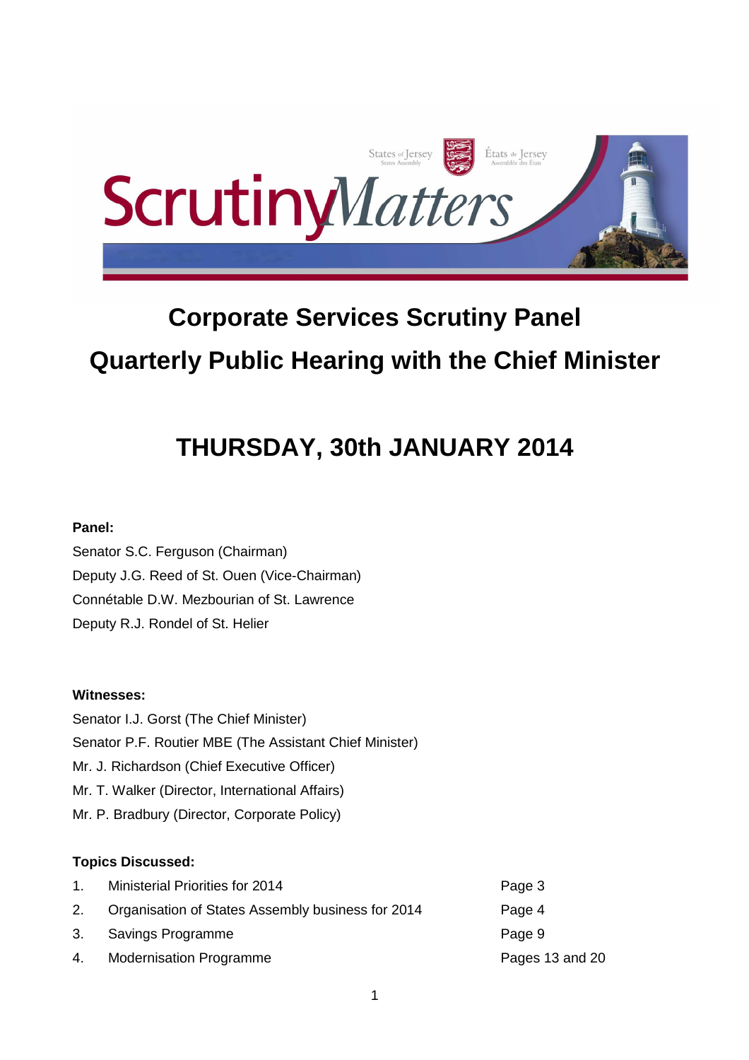# Corporate Services Scrutiny Panel

# Quarterly Public Hearing with the Chief Minister

## THURSDAY, 30th JANUARY 2014

**Panel:**

Senator S.C. Ferguson (Chairman)
Deputy J.G. Reed of St. Ouen (Vice-Chairman)
Connétable D.W. Mezbourian of St. Lawrence
Deputy R.J. Rondel of St. Helier

**Witnesses:**

Senator I.J. Gorst (The Chief Minister)
Senator P.F. Routier MBE (The Assistant Chief Minister)
Mr. J. Richardson (Chief Executive Officer)
Mr. T. Walker (Director, International Affairs)
Mr. P. Bradbury (Director, Corporate Policy)

**Topics Discussed:**

| | | |
|---|---|---|
| 1. | Ministerial Priorities for 2014 | Page 3 |
| 2. | Organisation of States Assembly business for 2014 | Page 4 |
| 3. | Savings Programme | Page 9 |
| 4. | Modernisation Programme | Pages 13 and 20 |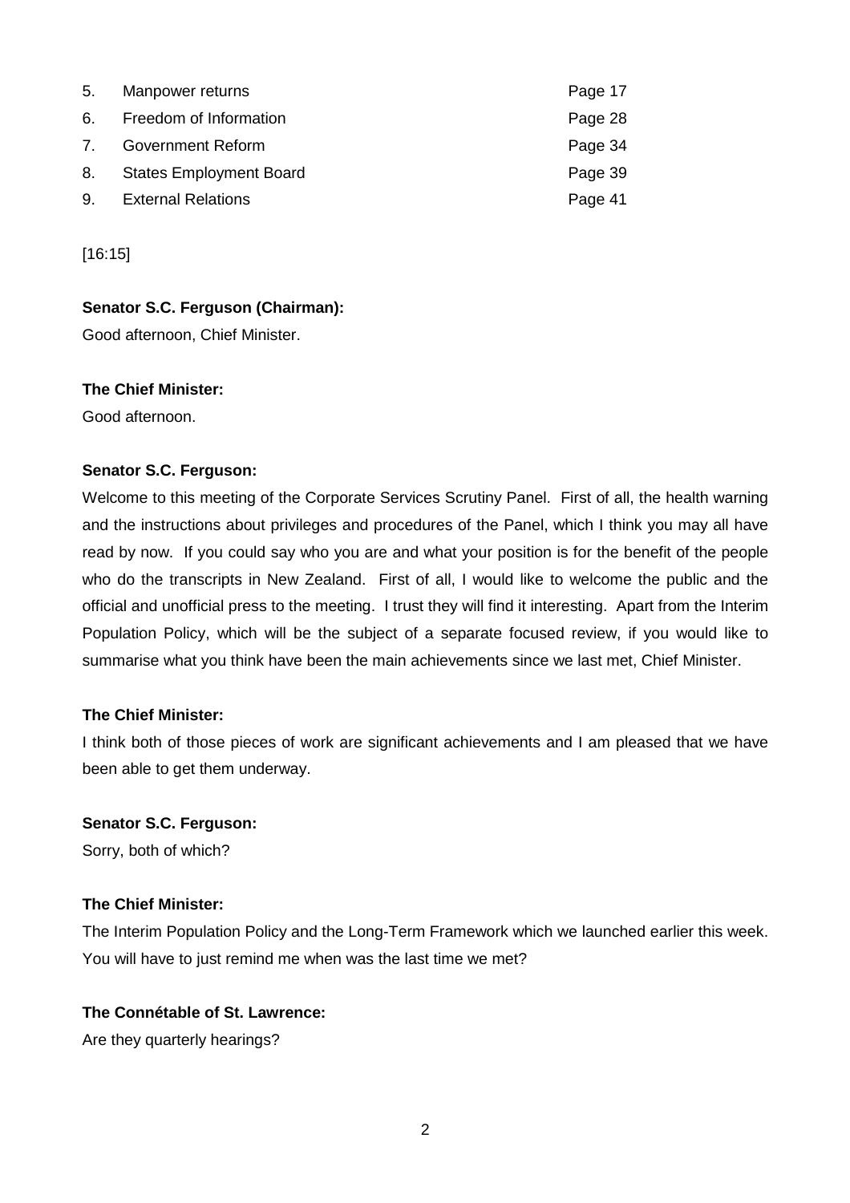| | | |
|---|---|---|
| 5. | Manpower returns | Page 17 |
| 6. | Freedom of Information | Page 28 |
| 7. | Government Reform | Page 34 |
| 8. | States Employment Board | Page 39 |
| 9. | External Relations | Page 41 |

[16:15]

**Senator S.C. Ferguson (Chairman):**
Good afternoon, Chief Minister.

**The Chief Minister:**
Good afternoon.

**Senator S.C. Ferguson:**
Welcome to this meeting of the Corporate Services Scrutiny Panel. First of all, the health warning and the instructions about privileges and procedures of the Panel, which I think you may all have read by now. If you could say who you are and what your position is for the benefit of the people who do the transcripts in New Zealand. First of all, I would like to welcome the public and the official and unofficial press to the meeting. I trust they will find it interesting. Apart from the Interim Population Policy, which will be the subject of a separate focused review, if you would like to summarise what you think have been the main achievements since we last met, Chief Minister.

**The Chief Minister:**
I think both of those pieces of work are significant achievements and I am pleased that we have been able to get them underway.

**Senator S.C. Ferguson:**
Sorry, both of which?

**The Chief Minister:**
The Interim Population Policy and the Long-Term Framework which we launched earlier this week. You will have to just remind me when was the last time we met?

**The Connétable of St. Lawrence:**
Are they quarterly hearings?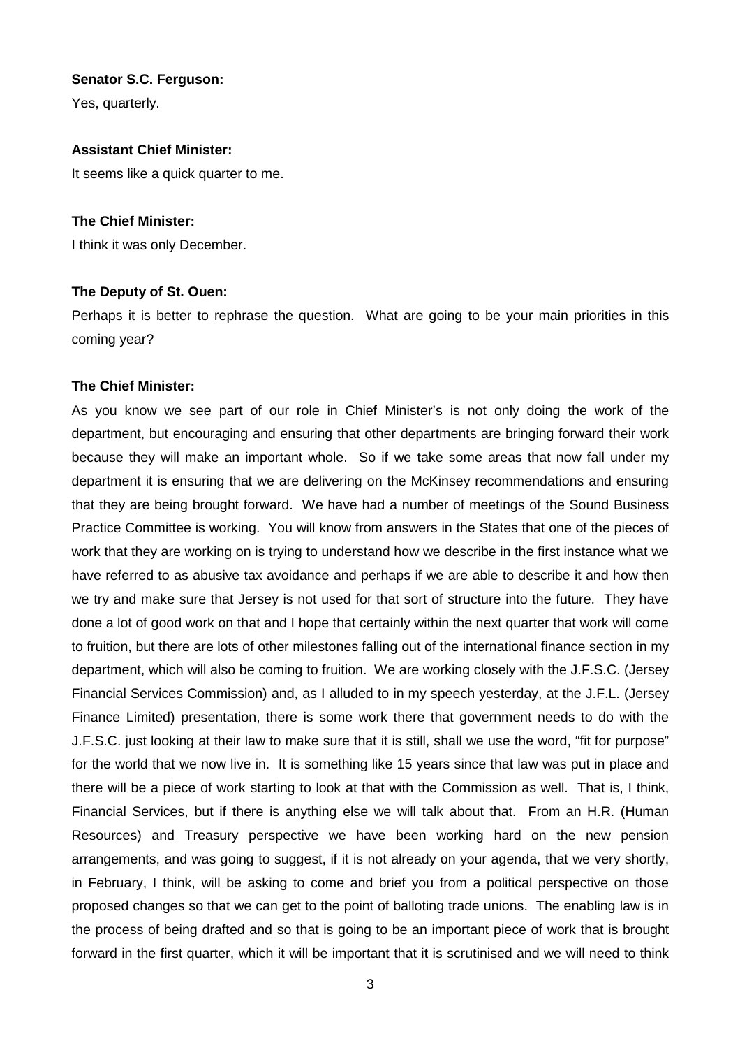**Senator S.C. Ferguson:**

Yes, quarterly.

**Assistant Chief Minister:**

It seems like a quick quarter to me.

**The Chief Minister:**

I think it was only December.

**The Deputy of St. Ouen:**

Perhaps it is better to rephrase the question. What are going to be your main priorities in this coming year?

**The Chief Minister:**

As you know we see part of our role in Chief Minister's is not only doing the work of the department, but encouraging and ensuring that other departments are bringing forward their work because they will make an important whole. So if we take some areas that now fall under my department it is ensuring that we are delivering on the McKinsey recommendations and ensuring that they are being brought forward. We have had a number of meetings of the Sound Business Practice Committee is working. You will know from answers in the States that one of the pieces of work that they are working on is trying to understand how we describe in the first instance what we have referred to as abusive tax avoidance and perhaps if we are able to describe it and how then we try and make sure that Jersey is not used for that sort of structure into the future. They have done a lot of good work on that and I hope that certainly within the next quarter that work will come to fruition, but there are lots of other milestones falling out of the international finance section in my department, which will also be coming to fruition. We are working closely with the J.F.S.C. (Jersey Financial Services Commission) and, as I alluded to in my speech yesterday, at the J.F.L. (Jersey Finance Limited) presentation, there is some work there that government needs to do with the J.F.S.C. just looking at their law to make sure that it is still, shall we use the word, "fit for purpose" for the world that we now live in. It is something like 15 years since that law was put in place and there will be a piece of work starting to look at that with the Commission as well. That is, I think, Financial Services, but if there is anything else we will talk about that. From an H.R. (Human Resources) and Treasury perspective we have been working hard on the new pension arrangements, and was going to suggest, if it is not already on your agenda, that we very shortly, in February, I think, will be asking to come and brief you from a political perspective on those proposed changes so that we can get to the point of balloting trade unions. The enabling law is in the process of being drafted and so that is going to be an important piece of work that is brought forward in the first quarter, which it will be important that it is scrutinised and we will need to think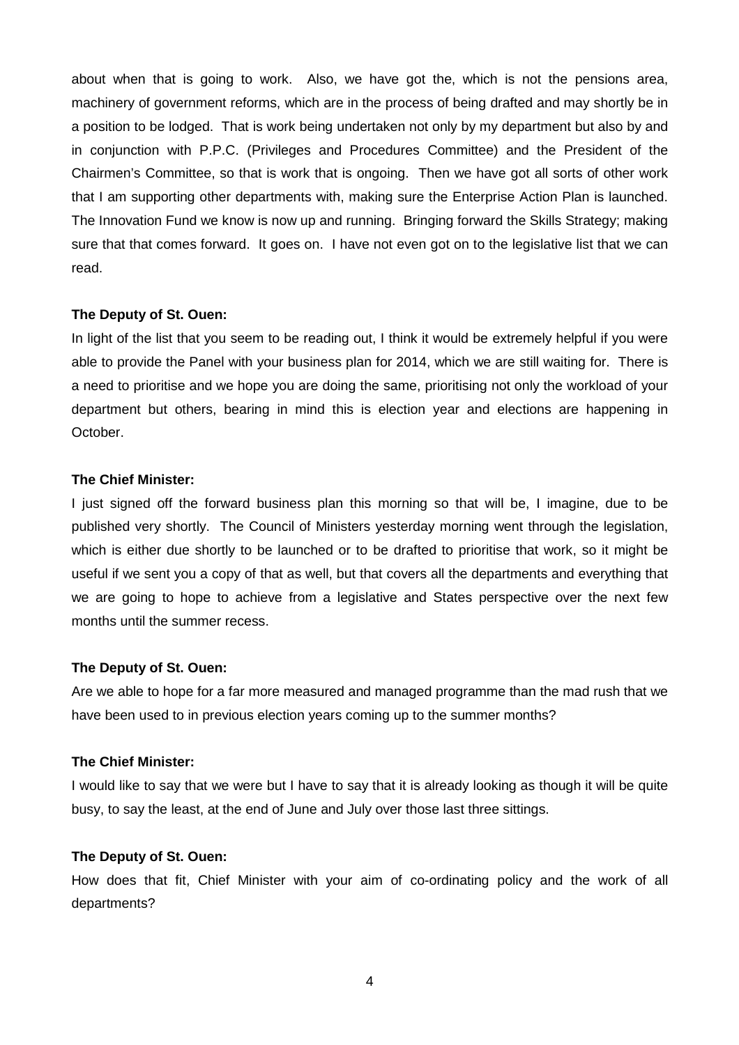about when that is going to work. Also, we have got the, which is not the pensions area, machinery of government reforms, which are in the process of being drafted and may shortly be in a position to be lodged. That is work being undertaken not only by my department but also by and in conjunction with P.P.C. (Privileges and Procedures Committee) and the President of the Chairmen's Committee, so that is work that is ongoing. Then we have got all sorts of other work that I am supporting other departments with, making sure the Enterprise Action Plan is launched. The Innovation Fund we know is now up and running. Bringing forward the Skills Strategy; making sure that that comes forward. It goes on. I have not even got on to the legislative list that we can read.

**The Deputy of St. Ouen:**

In light of the list that you seem to be reading out, I think it would be extremely helpful if you were able to provide the Panel with your business plan for 2014, which we are still waiting for. There is a need to prioritise and we hope you are doing the same, prioritising not only the workload of your department but others, bearing in mind this is election year and elections are happening in October.

**The Chief Minister:**

I just signed off the forward business plan this morning so that will be, I imagine, due to be published very shortly. The Council of Ministers yesterday morning went through the legislation, which is either due shortly to be launched or to be drafted to prioritise that work, so it might be useful if we sent you a copy of that as well, but that covers all the departments and everything that we are going to hope to achieve from a legislative and States perspective over the next few months until the summer recess.

**The Deputy of St. Ouen:**

Are we able to hope for a far more measured and managed programme than the mad rush that we have been used to in previous election years coming up to the summer months?

**The Chief Minister:**

I would like to say that we were but I have to say that it is already looking as though it will be quite busy, to say the least, at the end of June and July over those last three sittings.

**The Deputy of St. Ouen:**

How does that fit, Chief Minister with your aim of co-ordinating policy and the work of all departments?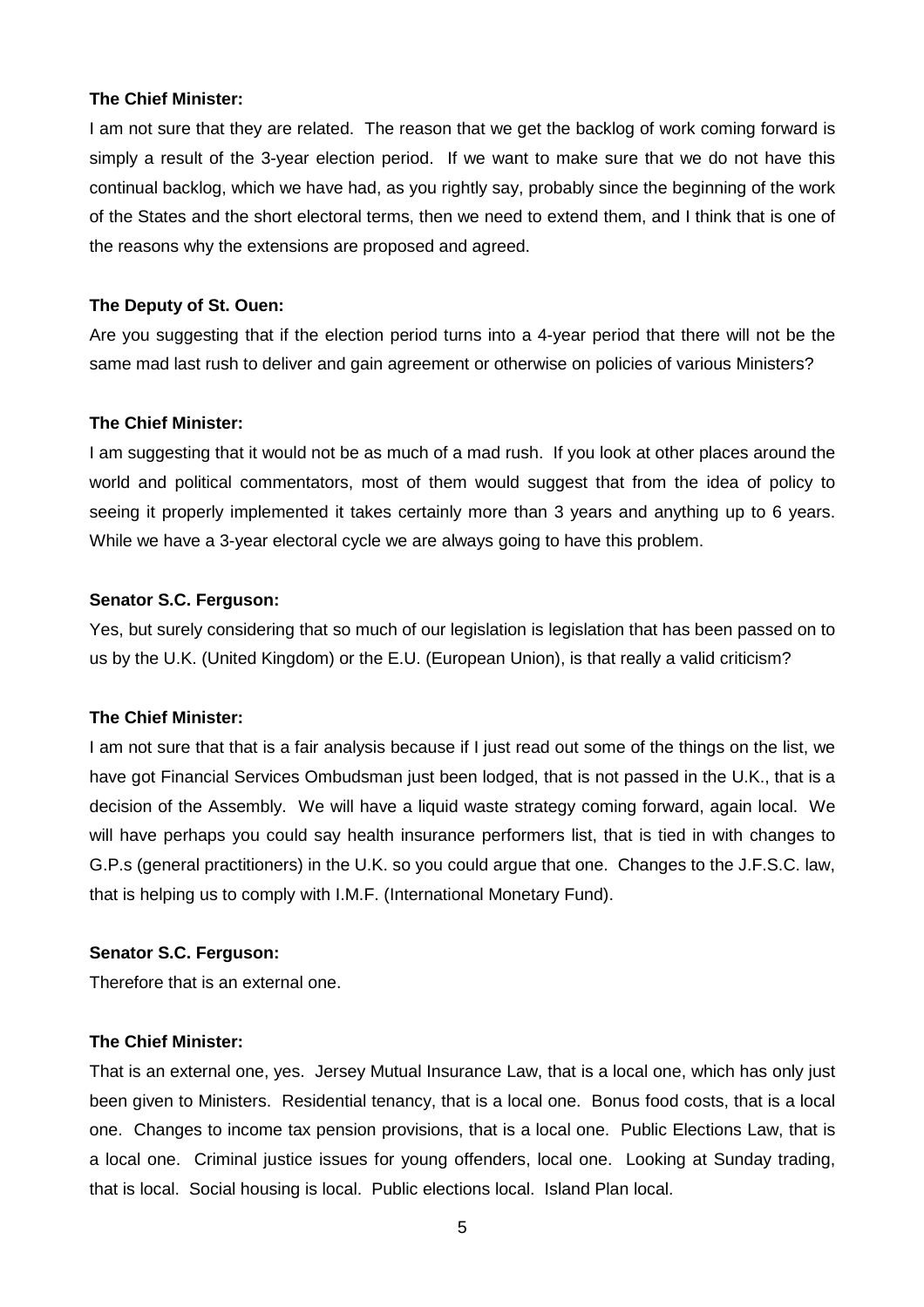**The Chief Minister:**

I am not sure that they are related. The reason that we get the backlog of work coming forward is simply a result of the 3-year election period. If we want to make sure that we do not have this continual backlog, which we have had, as you rightly say, probably since the beginning of the work of the States and the short electoral terms, then we need to extend them, and I think that is one of the reasons why the extensions are proposed and agreed.

**The Deputy of St. Ouen:**

Are you suggesting that if the election period turns into a 4-year period that there will not be the same mad last rush to deliver and gain agreement or otherwise on policies of various Ministers?

**The Chief Minister:**

I am suggesting that it would not be as much of a mad rush. If you look at other places around the world and political commentators, most of them would suggest that from the idea of policy to seeing it properly implemented it takes certainly more than 3 years and anything up to 6 years. While we have a 3-year electoral cycle we are always going to have this problem.

**Senator S.C. Ferguson:**

Yes, but surely considering that so much of our legislation is legislation that has been passed on to us by the U.K. (United Kingdom) or the E.U. (European Union), is that really a valid criticism?

**The Chief Minister:**

I am not sure that that is a fair analysis because if I just read out some of the things on the list, we have got Financial Services Ombudsman just been lodged, that is not passed in the U.K., that is a decision of the Assembly. We will have a liquid waste strategy coming forward, again local. We will have perhaps you could say health insurance performers list, that is tied in with changes to G.P.s (general practitioners) in the U.K. so you could argue that one. Changes to the J.F.S.C. law, that is helping us to comply with I.M.F. (International Monetary Fund).

**Senator S.C. Ferguson:**

Therefore that is an external one.

**The Chief Minister:**

That is an external one, yes. Jersey Mutual Insurance Law, that is a local one, which has only just been given to Ministers. Residential tenancy, that is a local one. Bonus food costs, that is a local one. Changes to income tax pension provisions, that is a local one. Public Elections Law, that is a local one. Criminal justice issues for young offenders, local one. Looking at Sunday trading, that is local. Social housing is local. Public elections local. Island Plan local.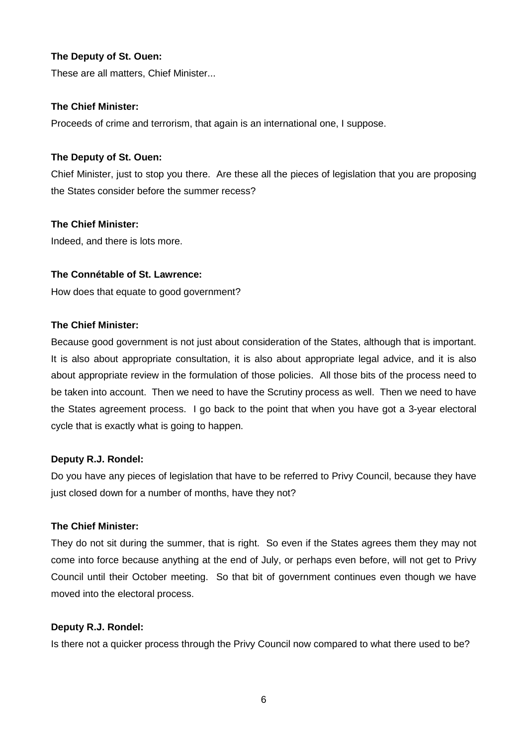**The Deputy of St. Ouen:**

These are all matters, Chief Minister...

**The Chief Minister:**

Proceeds of crime and terrorism, that again is an international one, I suppose.

**The Deputy of St. Ouen:**

Chief Minister, just to stop you there. Are these all the pieces of legislation that you are proposing the States consider before the summer recess?

**The Chief Minister:**

Indeed, and there is lots more.

**The Connétable of St. Lawrence:**

How does that equate to good government?

**The Chief Minister:**

Because good government is not just about consideration of the States, although that is important. It is also about appropriate consultation, it is also about appropriate legal advice, and it is also about appropriate review in the formulation of those policies. All those bits of the process need to be taken into account. Then we need to have the Scrutiny process as well. Then we need to have the States agreement process. I go back to the point that when you have got a 3-year electoral cycle that is exactly what is going to happen.

**Deputy R.J. Rondel:**

Do you have any pieces of legislation that have to be referred to Privy Council, because they have just closed down for a number of months, have they not?

**The Chief Minister:**

They do not sit during the summer, that is right. So even if the States agrees them they may not come into force because anything at the end of July, or perhaps even before, will not get to Privy Council until their October meeting. So that bit of government continues even though we have moved into the electoral process.

**Deputy R.J. Rondel:**

Is there not a quicker process through the Privy Council now compared to what there used to be?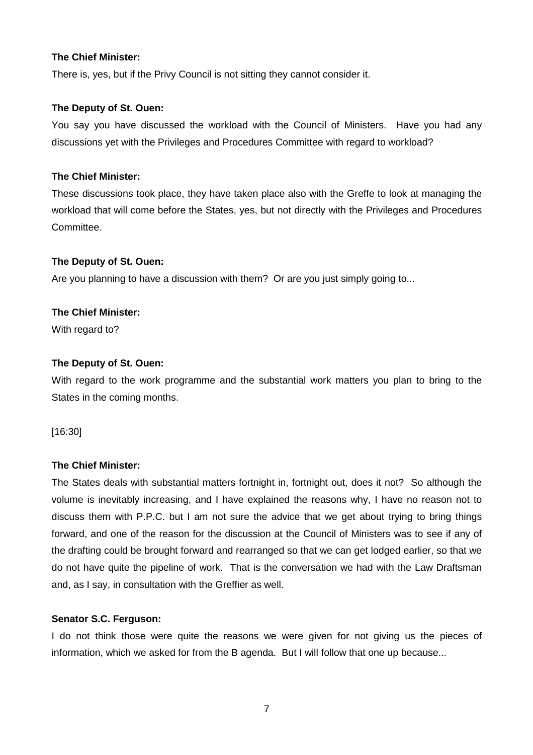**The Chief Minister:**

There is, yes, but if the Privy Council is not sitting they cannot consider it.

**The Deputy of St. Ouen:**

You say you have discussed the workload with the Council of Ministers. Have you had any discussions yet with the Privileges and Procedures Committee with regard to workload?

**The Chief Minister:**

These discussions took place, they have taken place also with the Greffe to look at managing the workload that will come before the States, yes, but not directly with the Privileges and Procedures Committee.

**The Deputy of St. Ouen:**

Are you planning to have a discussion with them? Or are you just simply going to...

**The Chief Minister:**

With regard to?

**The Deputy of St. Ouen:**

With regard to the work programme and the substantial work matters you plan to bring to the States in the coming months.

[16:30]

**The Chief Minister:**

The States deals with substantial matters fortnight in, fortnight out, does it not? So although the volume is inevitably increasing, and I have explained the reasons why, I have no reason not to discuss them with P.P.C. but I am not sure the advice that we get about trying to bring things forward, and one of the reason for the discussion at the Council of Ministers was to see if any of the drafting could be brought forward and rearranged so that we can get lodged earlier, so that we do not have quite the pipeline of work. That is the conversation we had with the Law Draftsman and, as I say, in consultation with the Greffier as well.

**Senator S.C. Ferguson:**

I do not think those were quite the reasons we were given for not giving us the pieces of information, which we asked for from the B agenda. But I will follow that one up because...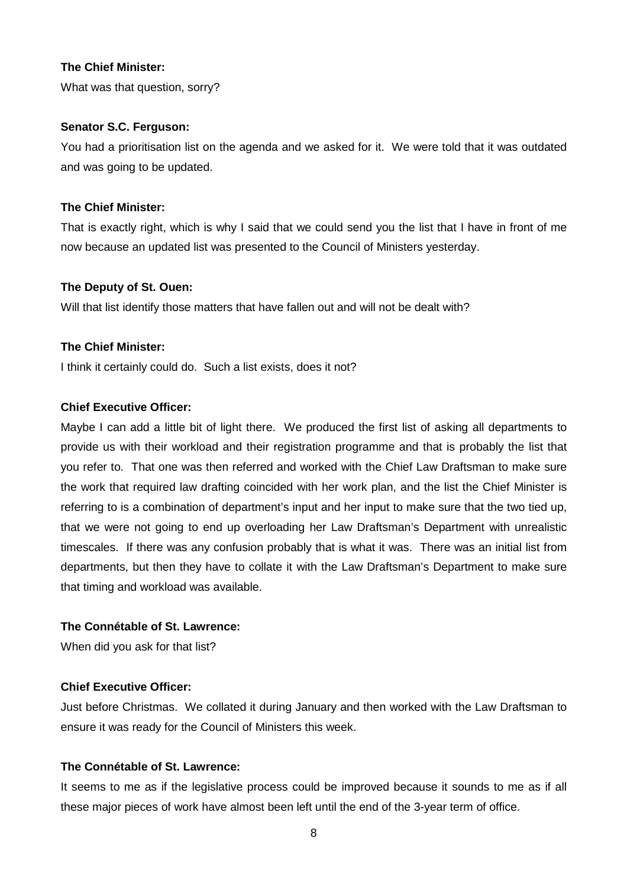**The Chief Minister:**

What was that question, sorry?

**Senator S.C. Ferguson:**

You had a prioritisation list on the agenda and we asked for it. We were told that it was outdated and was going to be updated.

**The Chief Minister:**

That is exactly right, which is why I said that we could send you the list that I have in front of me now because an updated list was presented to the Council of Ministers yesterday.

**The Deputy of St. Ouen:**

Will that list identify those matters that have fallen out and will not be dealt with?

**The Chief Minister:**

I think it certainly could do. Such a list exists, does it not?

**Chief Executive Officer:**

Maybe I can add a little bit of light there. We produced the first list of asking all departments to provide us with their workload and their registration programme and that is probably the list that you refer to. That one was then referred and worked with the Chief Law Draftsman to make sure the work that required law drafting coincided with her work plan, and the list the Chief Minister is referring to is a combination of department's input and her input to make sure that the two tied up, that we were not going to end up overloading her Law Draftsman's Department with unrealistic timescales. If there was any confusion probably that is what it was. There was an initial list from departments, but then they have to collate it with the Law Draftsman's Department to make sure that timing and workload was available.

**The Connétable of St. Lawrence:**

When did you ask for that list?

**Chief Executive Officer:**

Just before Christmas. We collated it during January and then worked with the Law Draftsman to ensure it was ready for the Council of Ministers this week.

**The Connétable of St. Lawrence:**

It seems to me as if the legislative process could be improved because it sounds to me as if all these major pieces of work have almost been left until the end of the 3-year term of office.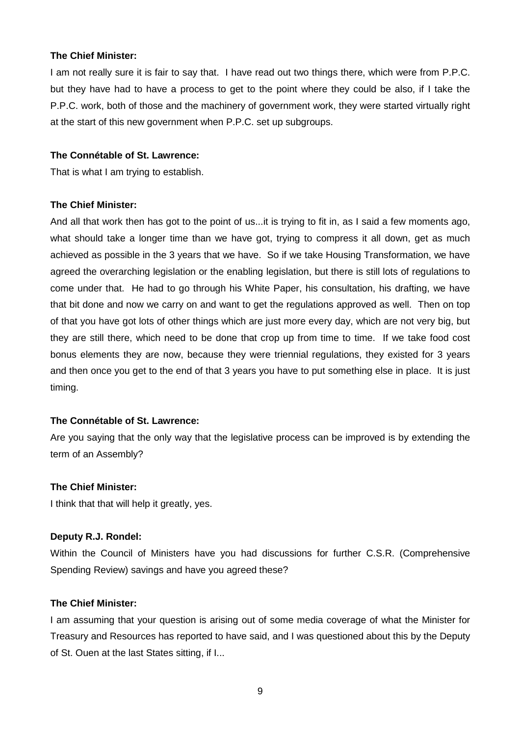**The Chief Minister:**

I am not really sure it is fair to say that. I have read out two things there, which were from P.P.C. but they have had to have a process to get to the point where they could be also, if I take the P.P.C. work, both of those and the machinery of government work, they were started virtually right at the start of this new government when P.P.C. set up subgroups.

**The Connétable of St. Lawrence:**

That is what I am trying to establish.

**The Chief Minister:**

And all that work then has got to the point of us...it is trying to fit in, as I said a few moments ago, what should take a longer time than we have got, trying to compress it all down, get as much achieved as possible in the 3 years that we have. So if we take Housing Transformation, we have agreed the overarching legislation or the enabling legislation, but there is still lots of regulations to come under that. He had to go through his White Paper, his consultation, his drafting, we have that bit done and now we carry on and want to get the regulations approved as well. Then on top of that you have got lots of other things which are just more every day, which are not very big, but they are still there, which need to be done that crop up from time to time. If we take food cost bonus elements they are now, because they were triennial regulations, they existed for 3 years and then once you get to the end of that 3 years you have to put something else in place. It is just timing.

**The Connétable of St. Lawrence:**

Are you saying that the only way that the legislative process can be improved is by extending the term of an Assembly?

**The Chief Minister:**

I think that that will help it greatly, yes.

**Deputy R.J. Rondel:**

Within the Council of Ministers have you had discussions for further C.S.R. (Comprehensive Spending Review) savings and have you agreed these?

**The Chief Minister:**

I am assuming that your question is arising out of some media coverage of what the Minister for Treasury and Resources has reported to have said, and I was questioned about this by the Deputy of St. Ouen at the last States sitting, if I...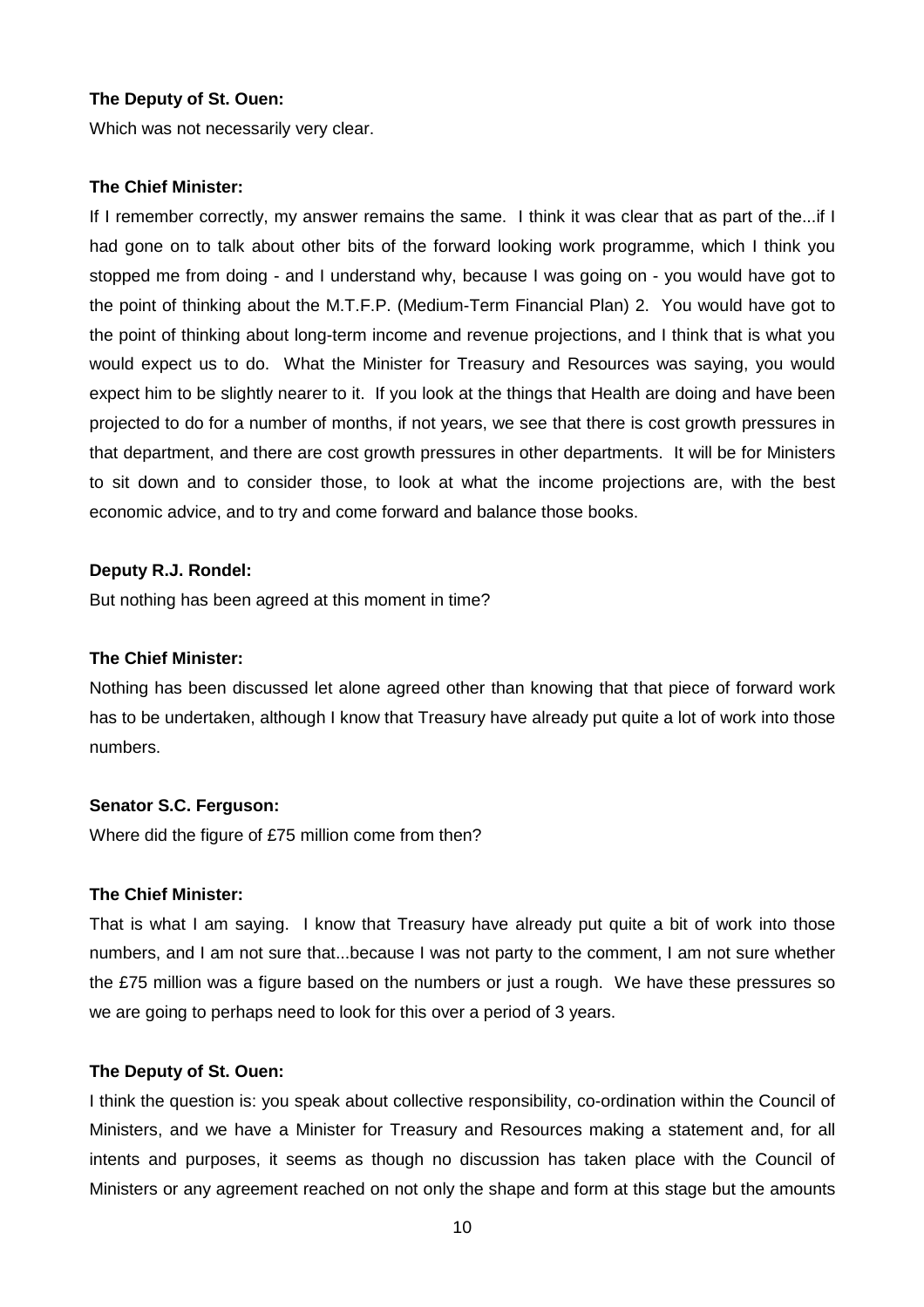**The Deputy of St. Ouen:**

Which was not necessarily very clear.

**The Chief Minister:**

If I remember correctly, my answer remains the same. I think it was clear that as part of the...if I had gone on to talk about other bits of the forward looking work programme, which I think you stopped me from doing - and I understand why, because I was going on - you would have got to the point of thinking about the M.T.F.P. (Medium-Term Financial Plan) 2. You would have got to the point of thinking about long-term income and revenue projections, and I think that is what you would expect us to do. What the Minister for Treasury and Resources was saying, you would expect him to be slightly nearer to it. If you look at the things that Health are doing and have been projected to do for a number of months, if not years, we see that there is cost growth pressures in that department, and there are cost growth pressures in other departments. It will be for Ministers to sit down and to consider those, to look at what the income projections are, with the best economic advice, and to try and come forward and balance those books.

**Deputy R.J. Rondel:**

But nothing has been agreed at this moment in time?

**The Chief Minister:**

Nothing has been discussed let alone agreed other than knowing that that piece of forward work has to be undertaken, although I know that Treasury have already put quite a lot of work into those numbers.

**Senator S.C. Ferguson:**

Where did the figure of £75 million come from then?

**The Chief Minister:**

That is what I am saying. I know that Treasury have already put quite a bit of work into those numbers, and I am not sure that...because I was not party to the comment, I am not sure whether the £75 million was a figure based on the numbers or just a rough. We have these pressures so we are going to perhaps need to look for this over a period of 3 years.

**The Deputy of St. Ouen:**

I think the question is: you speak about collective responsibility, co-ordination within the Council of Ministers, and we have a Minister for Treasury and Resources making a statement and, for all intents and purposes, it seems as though no discussion has taken place with the Council of Ministers or any agreement reached on not only the shape and form at this stage but the amounts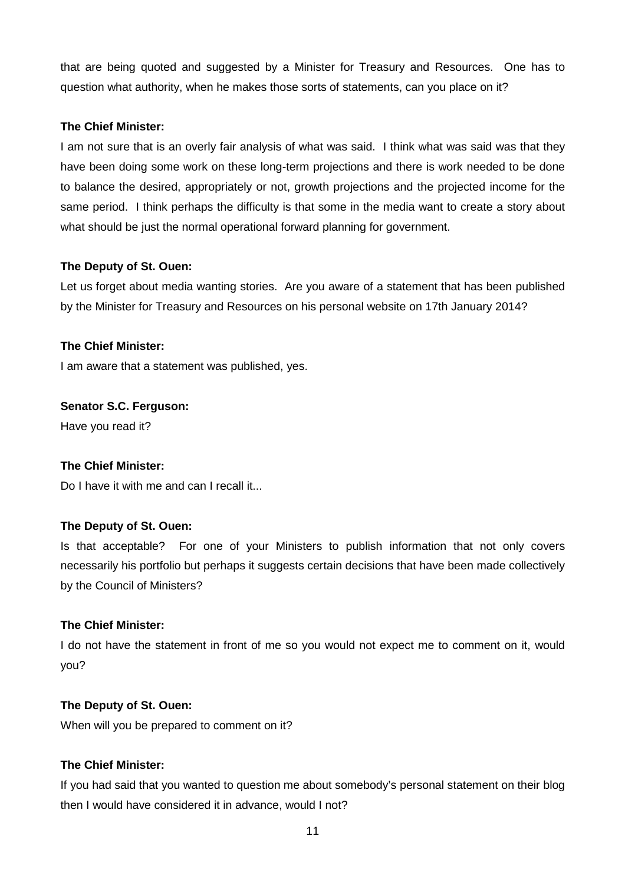that are being quoted and suggested by a Minister for Treasury and Resources. One has to question what authority, when he makes those sorts of statements, can you place on it?

**The Chief Minister:**

I am not sure that is an overly fair analysis of what was said. I think what was said was that they have been doing some work on these long-term projections and there is work needed to be done to balance the desired, appropriately or not, growth projections and the projected income for the same period. I think perhaps the difficulty is that some in the media want to create a story about what should be just the normal operational forward planning for government.

**The Deputy of St. Ouen:**

Let us forget about media wanting stories. Are you aware of a statement that has been published by the Minister for Treasury and Resources on his personal website on 17th January 2014?

**The Chief Minister:**

I am aware that a statement was published, yes.

**Senator S.C. Ferguson:**

Have you read it?

**The Chief Minister:**

Do I have it with me and can I recall it...

**The Deputy of St. Ouen:**

Is that acceptable? For one of your Ministers to publish information that not only covers necessarily his portfolio but perhaps it suggests certain decisions that have been made collectively by the Council of Ministers?

**The Chief Minister:**

I do not have the statement in front of me so you would not expect me to comment on it, would you?

**The Deputy of St. Ouen:**

When will you be prepared to comment on it?

**The Chief Minister:**

If you had said that you wanted to question me about somebody's personal statement on their blog then I would have considered it in advance, would I not?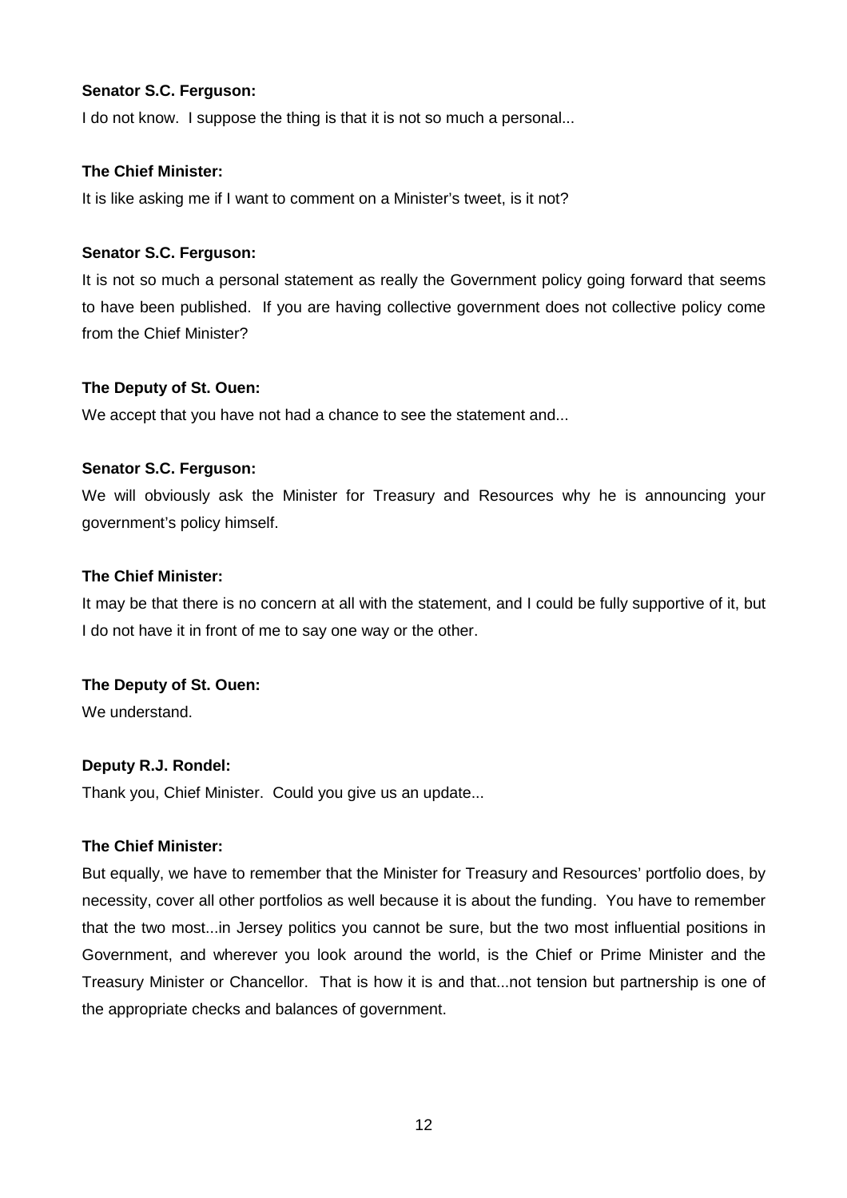**Senator S.C. Ferguson:**

I do not know. I suppose the thing is that it is not so much a personal...

**The Chief Minister:**

It is like asking me if I want to comment on a Minister's tweet, is it not?

**Senator S.C. Ferguson:**

It is not so much a personal statement as really the Government policy going forward that seems to have been published. If you are having collective government does not collective policy come from the Chief Minister?

**The Deputy of St. Ouen:**

We accept that you have not had a chance to see the statement and...

**Senator S.C. Ferguson:**

We will obviously ask the Minister for Treasury and Resources why he is announcing your government's policy himself.

**The Chief Minister:**

It may be that there is no concern at all with the statement, and I could be fully supportive of it, but I do not have it in front of me to say one way or the other.

**The Deputy of St. Ouen:**

We understand.

**Deputy R.J. Rondel:**

Thank you, Chief Minister. Could you give us an update...

**The Chief Minister:**

But equally, we have to remember that the Minister for Treasury and Resources' portfolio does, by necessity, cover all other portfolios as well because it is about the funding. You have to remember that the two most...in Jersey politics you cannot be sure, but the two most influential positions in Government, and wherever you look around the world, is the Chief or Prime Minister and the Treasury Minister or Chancellor. That is how it is and that...not tension but partnership is one of the appropriate checks and balances of government.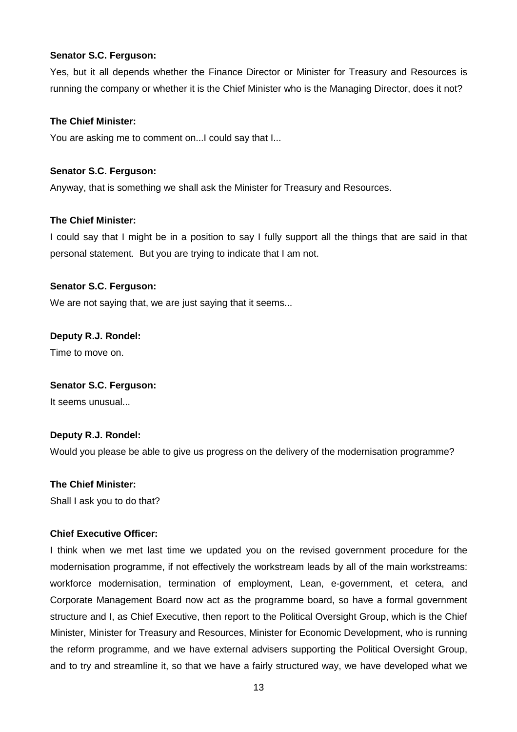**Senator S.C. Ferguson:**

Yes, but it all depends whether the Finance Director or Minister for Treasury and Resources is running the company or whether it is the Chief Minister who is the Managing Director, does it not?

**The Chief Minister:**

You are asking me to comment on...I could say that I...

**Senator S.C. Ferguson:**

Anyway, that is something we shall ask the Minister for Treasury and Resources.

**The Chief Minister:**

I could say that I might be in a position to say I fully support all the things that are said in that personal statement. But you are trying to indicate that I am not.

**Senator S.C. Ferguson:**

We are not saying that, we are just saying that it seems...

**Deputy R.J. Rondel:**

Time to move on.

**Senator S.C. Ferguson:**

It seems unusual...

**Deputy R.J. Rondel:**

Would you please be able to give us progress on the delivery of the modernisation programme?

**The Chief Minister:**

Shall I ask you to do that?

**Chief Executive Officer:**

I think when we met last time we updated you on the revised government procedure for the modernisation programme, if not effectively the workstream leads by all of the main workstreams: workforce modernisation, termination of employment, Lean, e-government, et cetera, and Corporate Management Board now act as the programme board, so have a formal government structure and I, as Chief Executive, then report to the Political Oversight Group, which is the Chief Minister, Minister for Treasury and Resources, Minister for Economic Development, who is running the reform programme, and we have external advisers supporting the Political Oversight Group, and to try and streamline it, so that we have a fairly structured way, we have developed what we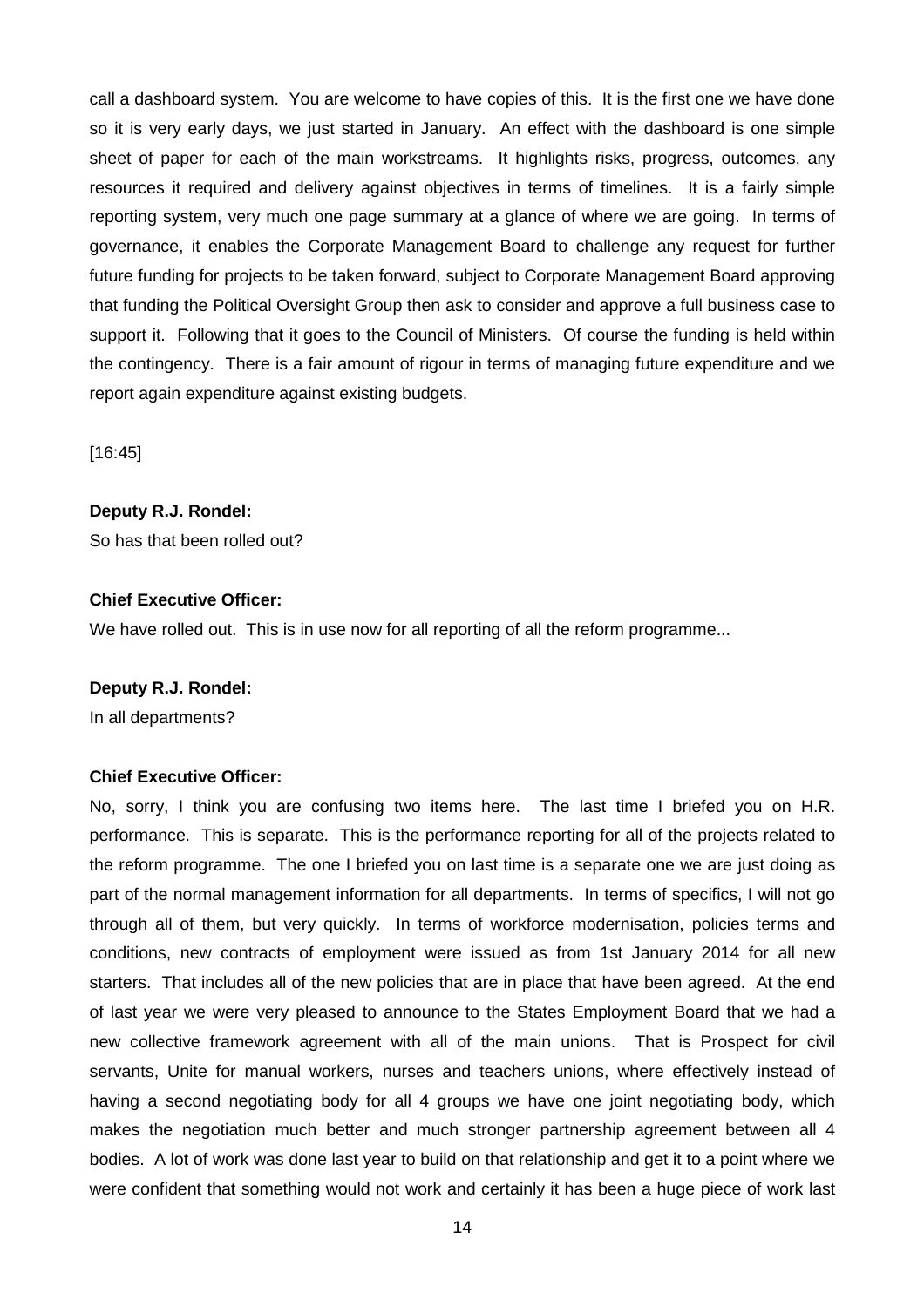call a dashboard system. You are welcome to have copies of this. It is the first one we have done so it is very early days, we just started in January. An effect with the dashboard is one simple sheet of paper for each of the main workstreams. It highlights risks, progress, outcomes, any resources it required and delivery against objectives in terms of timelines. It is a fairly simple reporting system, very much one page summary at a glance of where we are going. In terms of governance, it enables the Corporate Management Board to challenge any request for further future funding for projects to be taken forward, subject to Corporate Management Board approving that funding the Political Oversight Group then ask to consider and approve a full business case to support it. Following that it goes to the Council of Ministers. Of course the funding is held within the contingency. There is a fair amount of rigour in terms of managing future expenditure and we report again expenditure against existing budgets.

[16:45]

**Deputy R.J. Rondel:**

So has that been rolled out?

**Chief Executive Officer:**

We have rolled out. This is in use now for all reporting of all the reform programme...

**Deputy R.J. Rondel:**

In all departments?

**Chief Executive Officer:**

No, sorry, I think you are confusing two items here. The last time I briefed you on H.R. performance. This is separate. This is the performance reporting for all of the projects related to the reform programme. The one I briefed you on last time is a separate one we are just doing as part of the normal management information for all departments. In terms of specifics, I will not go through all of them, but very quickly. In terms of workforce modernisation, policies terms and conditions, new contracts of employment were issued as from 1st January 2014 for all new starters. That includes all of the new policies that are in place that have been agreed. At the end of last year we were very pleased to announce to the States Employment Board that we had a new collective framework agreement with all of the main unions. That is Prospect for civil servants, Unite for manual workers, nurses and teachers unions, where effectively instead of having a second negotiating body for all 4 groups we have one joint negotiating body, which makes the negotiation much better and much stronger partnership agreement between all 4 bodies. A lot of work was done last year to build on that relationship and get it to a point where we were confident that something would not work and certainly it has been a huge piece of work last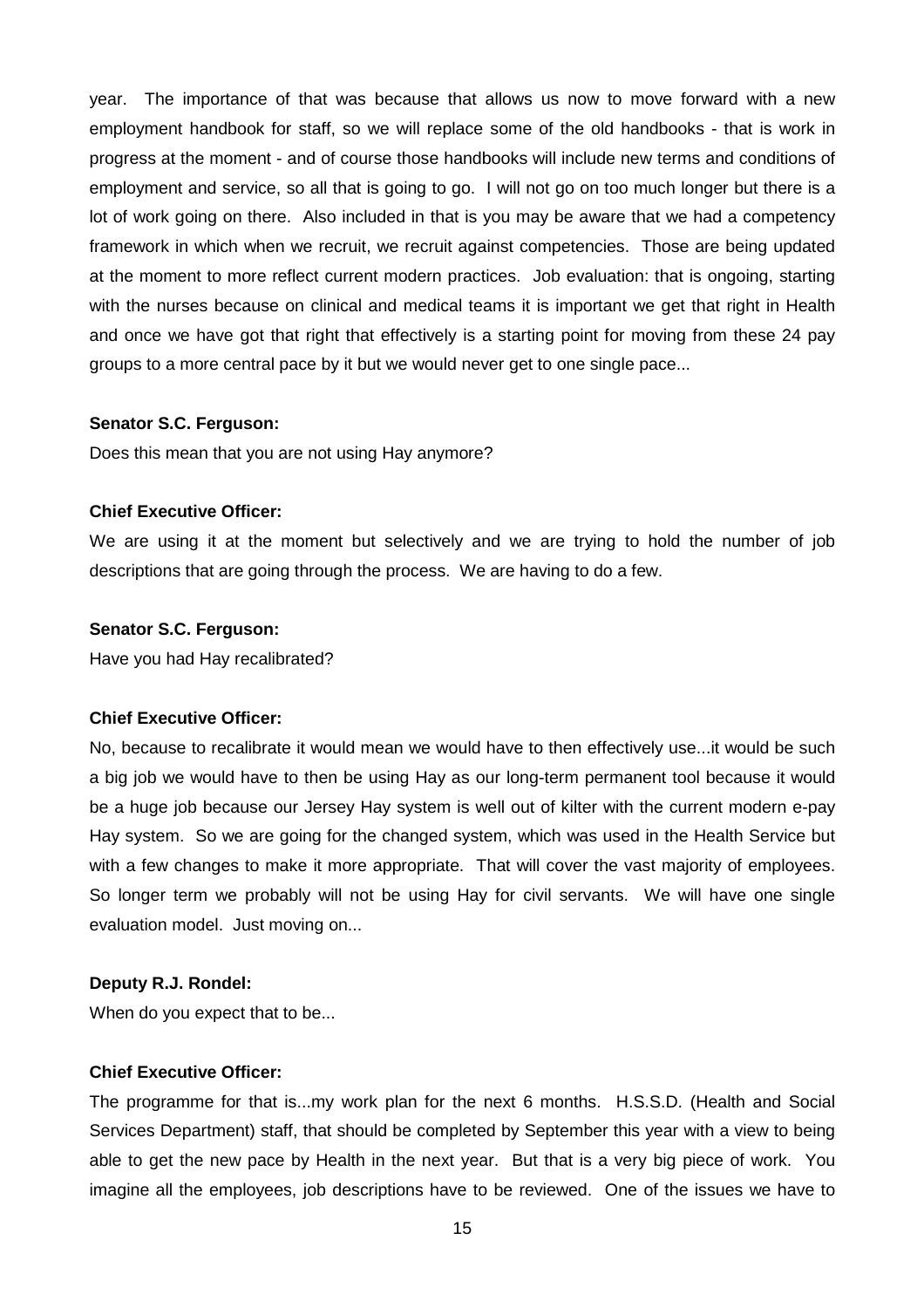year. The importance of that was because that allows us now to move forward with a new employment handbook for staff, so we will replace some of the old handbooks - that is work in progress at the moment - and of course those handbooks will include new terms and conditions of employment and service, so all that is going to go. I will not go on too much longer but there is a lot of work going on there. Also included in that is you may be aware that we had a competency framework in which when we recruit, we recruit against competencies. Those are being updated at the moment to more reflect current modern practices. Job evaluation: that is ongoing, starting with the nurses because on clinical and medical teams it is important we get that right in Health and once we have got that right that effectively is a starting point for moving from these 24 pay groups to a more central pace by it but we would never get to one single pace...

**Senator S.C. Ferguson:**

Does this mean that you are not using Hay anymore?

**Chief Executive Officer:**

We are using it at the moment but selectively and we are trying to hold the number of job descriptions that are going through the process. We are having to do a few.

**Senator S.C. Ferguson:**

Have you had Hay recalibrated?

**Chief Executive Officer:**

No, because to recalibrate it would mean we would have to then effectively use...it would be such a big job we would have to then be using Hay as our long-term permanent tool because it would be a huge job because our Jersey Hay system is well out of kilter with the current modern e-pay Hay system. So we are going for the changed system, which was used in the Health Service but with a few changes to make it more appropriate. That will cover the vast majority of employees. So longer term we probably will not be using Hay for civil servants. We will have one single evaluation model. Just moving on...

**Deputy R.J. Rondel:**

When do you expect that to be...

**Chief Executive Officer:**

The programme for that is...my work plan for the next 6 months. H.S.S.D. (Health and Social Services Department) staff, that should be completed by September this year with a view to being able to get the new pace by Health in the next year. But that is a very big piece of work. You imagine all the employees, job descriptions have to be reviewed. One of the issues we have to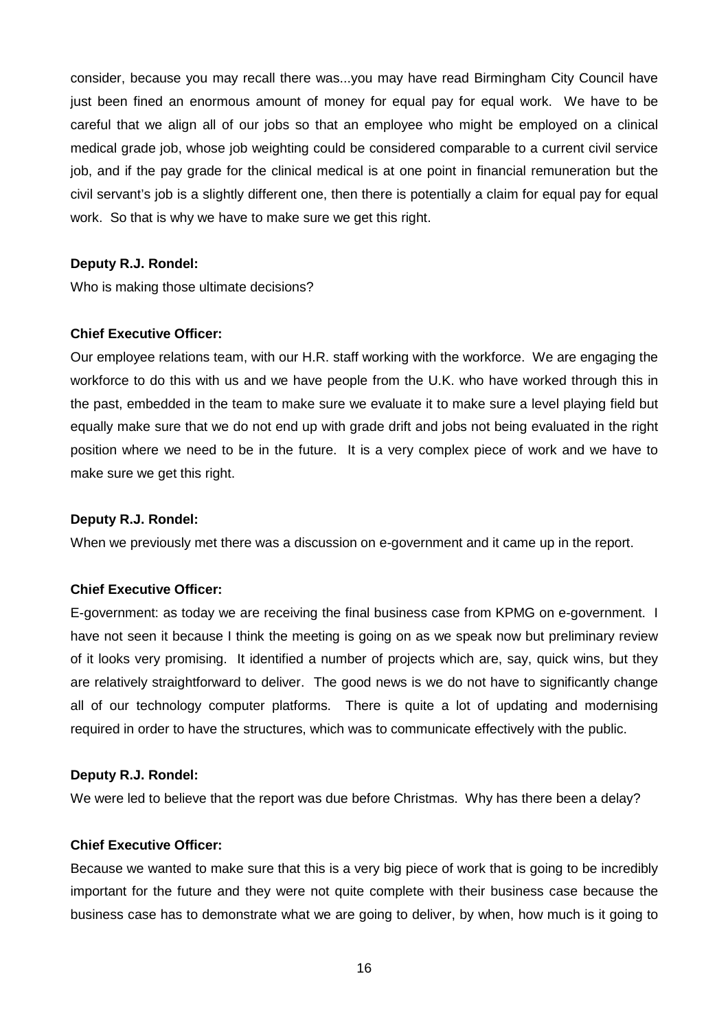consider, because you may recall there was...you may have read Birmingham City Council have just been fined an enormous amount of money for equal pay for equal work. We have to be careful that we align all of our jobs so that an employee who might be employed on a clinical medical grade job, whose job weighting could be considered comparable to a current civil service job, and if the pay grade for the clinical medical is at one point in financial remuneration but the civil servant's job is a slightly different one, then there is potentially a claim for equal pay for equal work. So that is why we have to make sure we get this right.

**Deputy R.J. Rondel:**

Who is making those ultimate decisions?

**Chief Executive Officer:**

Our employee relations team, with our H.R. staff working with the workforce. We are engaging the workforce to do this with us and we have people from the U.K. who have worked through this in the past, embedded in the team to make sure we evaluate it to make sure a level playing field but equally make sure that we do not end up with grade drift and jobs not being evaluated in the right position where we need to be in the future. It is a very complex piece of work and we have to make sure we get this right.

**Deputy R.J. Rondel:**

When we previously met there was a discussion on e-government and it came up in the report.

**Chief Executive Officer:**

E-government: as today we are receiving the final business case from KPMG on e-government. I have not seen it because I think the meeting is going on as we speak now but preliminary review of it looks very promising. It identified a number of projects which are, say, quick wins, but they are relatively straightforward to deliver. The good news is we do not have to significantly change all of our technology computer platforms. There is quite a lot of updating and modernising required in order to have the structures, which was to communicate effectively with the public.

**Deputy R.J. Rondel:**

We were led to believe that the report was due before Christmas. Why has there been a delay?

**Chief Executive Officer:**

Because we wanted to make sure that this is a very big piece of work that is going to be incredibly important for the future and they were not quite complete with their business case because the business case has to demonstrate what we are going to deliver, by when, how much is it going to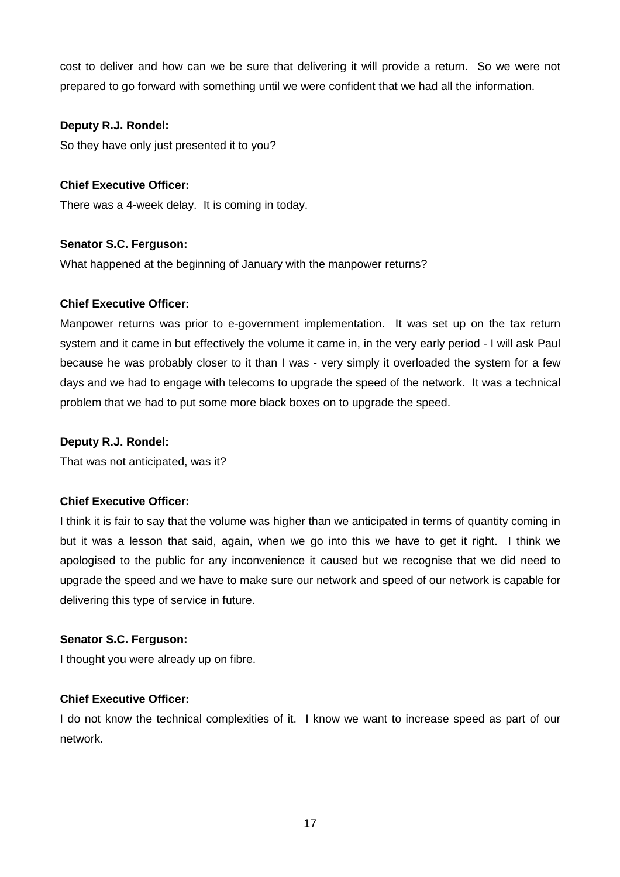cost to deliver and how can we be sure that delivering it will provide a return. So we were not prepared to go forward with something until we were confident that we had all the information.

**Deputy R.J. Rondel:**

So they have only just presented it to you?

**Chief Executive Officer:**

There was a 4-week delay. It is coming in today.

**Senator S.C. Ferguson:**

What happened at the beginning of January with the manpower returns?

**Chief Executive Officer:**

Manpower returns was prior to e-government implementation. It was set up on the tax return system and it came in but effectively the volume it came in, in the very early period - I will ask Paul because he was probably closer to it than I was - very simply it overloaded the system for a few days and we had to engage with telecoms to upgrade the speed of the network. It was a technical problem that we had to put some more black boxes on to upgrade the speed.

**Deputy R.J. Rondel:**

That was not anticipated, was it?

**Chief Executive Officer:**

I think it is fair to say that the volume was higher than we anticipated in terms of quantity coming in but it was a lesson that said, again, when we go into this we have to get it right. I think we apologised to the public for any inconvenience it caused but we recognise that we did need to upgrade the speed and we have to make sure our network and speed of our network is capable for delivering this type of service in future.

**Senator S.C. Ferguson:**

I thought you were already up on fibre.

**Chief Executive Officer:**

I do not know the technical complexities of it. I know we want to increase speed as part of our network.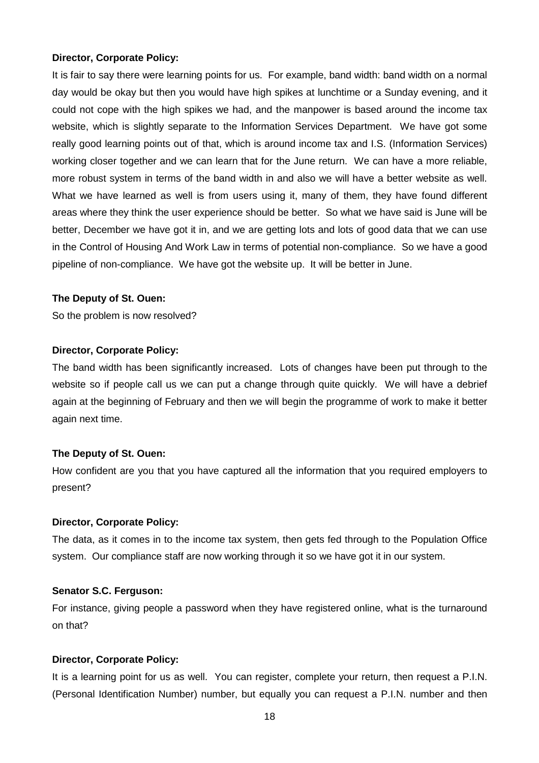**Director, Corporate Policy:**

It is fair to say there were learning points for us. For example, band width: band width on a normal day would be okay but then you would have high spikes at lunchtime or a Sunday evening, and it could not cope with the high spikes we had, and the manpower is based around the income tax website, which is slightly separate to the Information Services Department. We have got some really good learning points out of that, which is around income tax and I.S. (Information Services) working closer together and we can learn that for the June return. We can have a more reliable, more robust system in terms of the band width in and also we will have a better website as well. What we have learned as well is from users using it, many of them, they have found different areas where they think the user experience should be better. So what we have said is June will be better, December we have got it in, and we are getting lots and lots of good data that we can use in the Control of Housing And Work Law in terms of potential non-compliance. So we have a good pipeline of non-compliance. We have got the website up. It will be better in June.

**The Deputy of St. Ouen:**

So the problem is now resolved?

**Director, Corporate Policy:**

The band width has been significantly increased. Lots of changes have been put through to the website so if people call us we can put a change through quite quickly. We will have a debrief again at the beginning of February and then we will begin the programme of work to make it better again next time.

**The Deputy of St. Ouen:**

How confident are you that you have captured all the information that you required employers to present?

**Director, Corporate Policy:**

The data, as it comes in to the income tax system, then gets fed through to the Population Office system. Our compliance staff are now working through it so we have got it in our system.

**Senator S.C. Ferguson:**

For instance, giving people a password when they have registered online, what is the turnaround on that?

**Director, Corporate Policy:**

It is a learning point for us as well. You can register, complete your return, then request a P.I.N. (Personal Identification Number) number, but equally you can request a P.I.N. number and then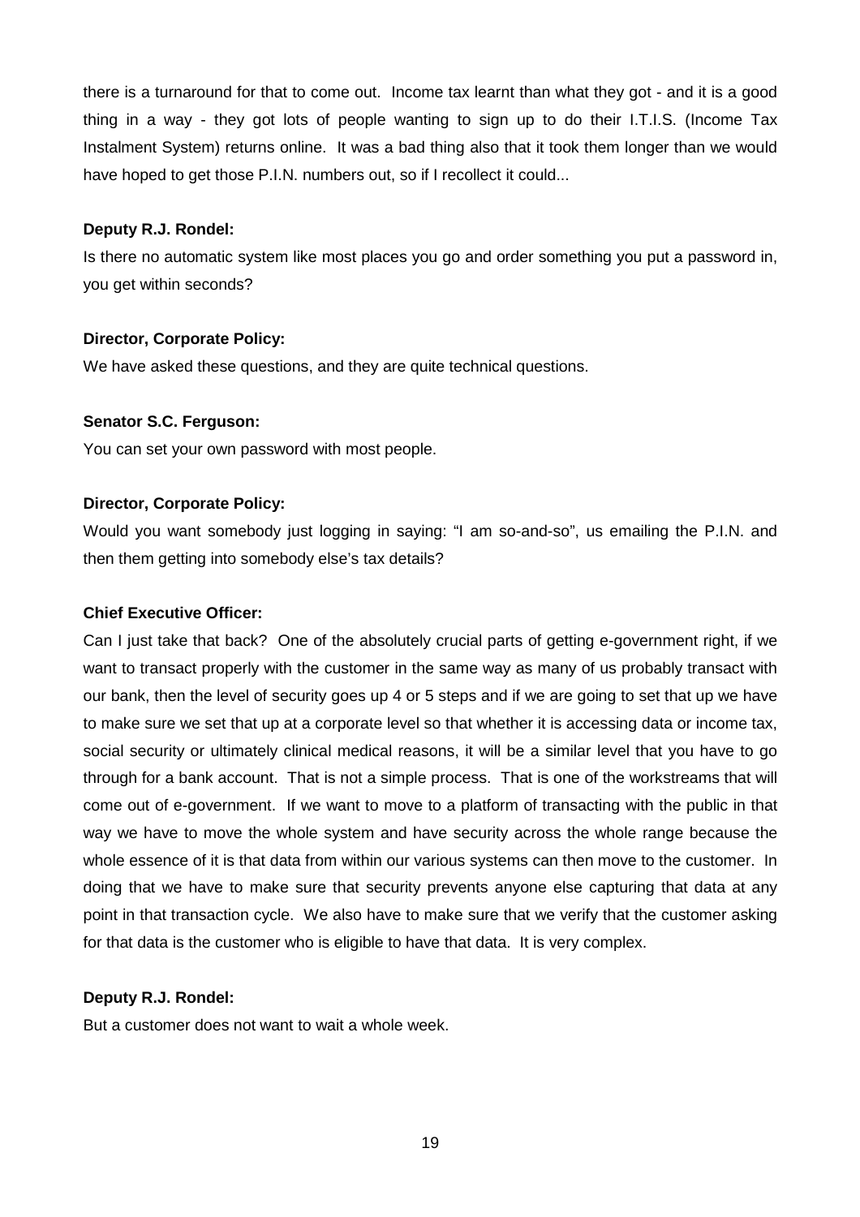there is a turnaround for that to come out. Income tax learnt than what they got - and it is a good thing in a way - they got lots of people wanting to sign up to do their I.T.I.S. (Income Tax Instalment System) returns online. It was a bad thing also that it took them longer than we would have hoped to get those P.I.N. numbers out, so if I recollect it could...

**Deputy R.J. Rondel:**

Is there no automatic system like most places you go and order something you put a password in, you get within seconds?

**Director, Corporate Policy:**

We have asked these questions, and they are quite technical questions.

**Senator S.C. Ferguson:**

You can set your own password with most people.

**Director, Corporate Policy:**

Would you want somebody just logging in saying: "I am so-and-so", us emailing the P.I.N. and then them getting into somebody else's tax details?

**Chief Executive Officer:**

Can I just take that back? One of the absolutely crucial parts of getting e-government right, if we want to transact properly with the customer in the same way as many of us probably transact with our bank, then the level of security goes up 4 or 5 steps and if we are going to set that up we have to make sure we set that up at a corporate level so that whether it is accessing data or income tax, social security or ultimately clinical medical reasons, it will be a similar level that you have to go through for a bank account. That is not a simple process. That is one of the workstreams that will come out of e-government. If we want to move to a platform of transacting with the public in that way we have to move the whole system and have security across the whole range because the whole essence of it is that data from within our various systems can then move to the customer. In doing that we have to make sure that security prevents anyone else capturing that data at any point in that transaction cycle. We also have to make sure that we verify that the customer asking for that data is the customer who is eligible to have that data. It is very complex.

**Deputy R.J. Rondel:**

But a customer does not want to wait a whole week.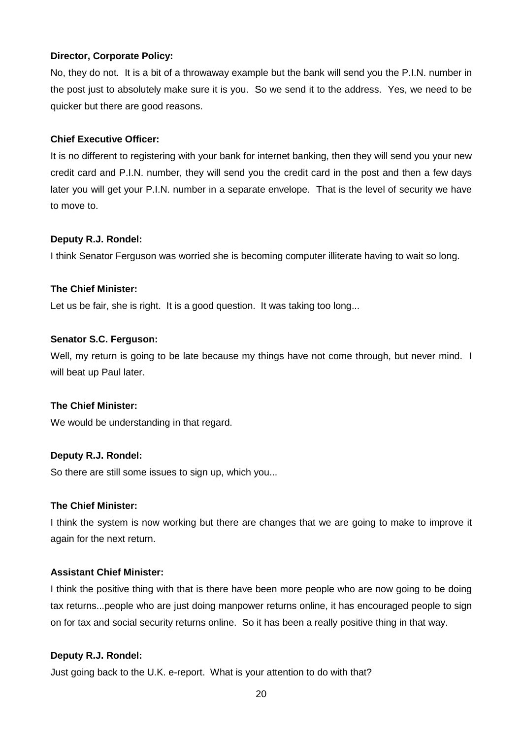**Director, Corporate Policy:**

No, they do not. It is a bit of a throwaway example but the bank will send you the P.I.N. number in the post just to absolutely make sure it is you. So we send it to the address. Yes, we need to be quicker but there are good reasons.

**Chief Executive Officer:**

It is no different to registering with your bank for internet banking, then they will send you your new credit card and P.I.N. number, they will send you the credit card in the post and then a few days later you will get your P.I.N. number in a separate envelope. That is the level of security we have to move to.

**Deputy R.J. Rondel:**

I think Senator Ferguson was worried she is becoming computer illiterate having to wait so long.

**The Chief Minister:**

Let us be fair, she is right. It is a good question. It was taking too long...

**Senator S.C. Ferguson:**

Well, my return is going to be late because my things have not come through, but never mind. I will beat up Paul later.

**The Chief Minister:**

We would be understanding in that regard.

**Deputy R.J. Rondel:**

So there are still some issues to sign up, which you...

**The Chief Minister:**

I think the system is now working but there are changes that we are going to make to improve it again for the next return.

**Assistant Chief Minister:**

I think the positive thing with that is there have been more people who are now going to be doing tax returns...people who are just doing manpower returns online, it has encouraged people to sign on for tax and social security returns online. So it has been a really positive thing in that way.

**Deputy R.J. Rondel:**

Just going back to the U.K. e-report. What is your attention to do with that?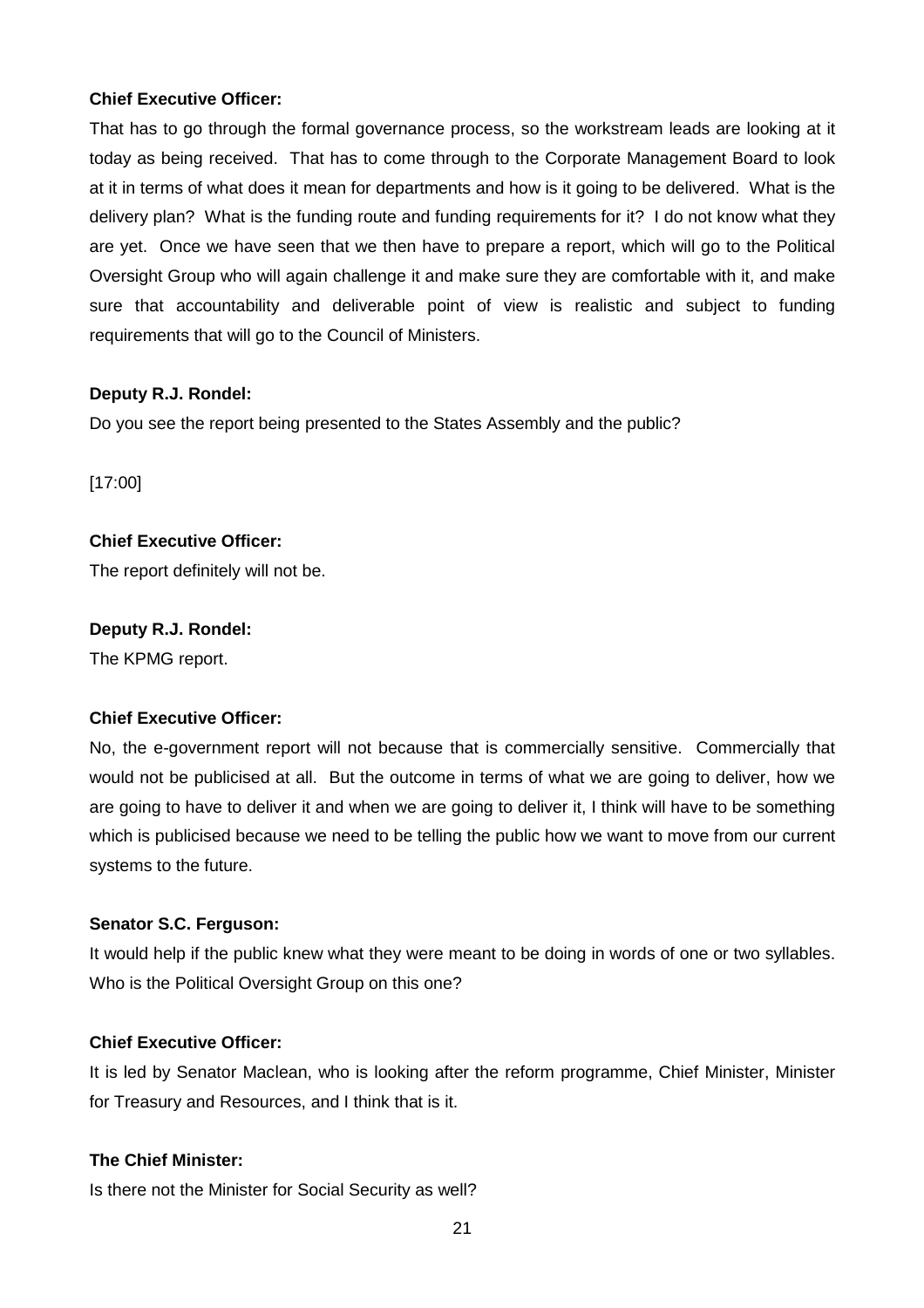**Chief Executive Officer:**

That has to go through the formal governance process, so the workstream leads are looking at it today as being received. That has to come through to the Corporate Management Board to look at it in terms of what does it mean for departments and how is it going to be delivered. What is the delivery plan? What is the funding route and funding requirements for it? I do not know what they are yet. Once we have seen that we then have to prepare a report, which will go to the Political Oversight Group who will again challenge it and make sure they are comfortable with it, and make sure that accountability and deliverable point of view is realistic and subject to funding requirements that will go to the Council of Ministers.

**Deputy R.J. Rondel:**

Do you see the report being presented to the States Assembly and the public?

[17:00]

**Chief Executive Officer:**

The report definitely will not be.

**Deputy R.J. Rondel:**

The KPMG report.

**Chief Executive Officer:**

No, the e-government report will not because that is commercially sensitive. Commercially that would not be publicised at all. But the outcome in terms of what we are going to deliver, how we are going to have to deliver it and when we are going to deliver it, I think will have to be something which is publicised because we need to be telling the public how we want to move from our current systems to the future.

**Senator S.C. Ferguson:**

It would help if the public knew what they were meant to be doing in words of one or two syllables. Who is the Political Oversight Group on this one?

**Chief Executive Officer:**

It is led by Senator Maclean, who is looking after the reform programme, Chief Minister, Minister for Treasury and Resources, and I think that is it.

**The Chief Minister:**

Is there not the Minister for Social Security as well?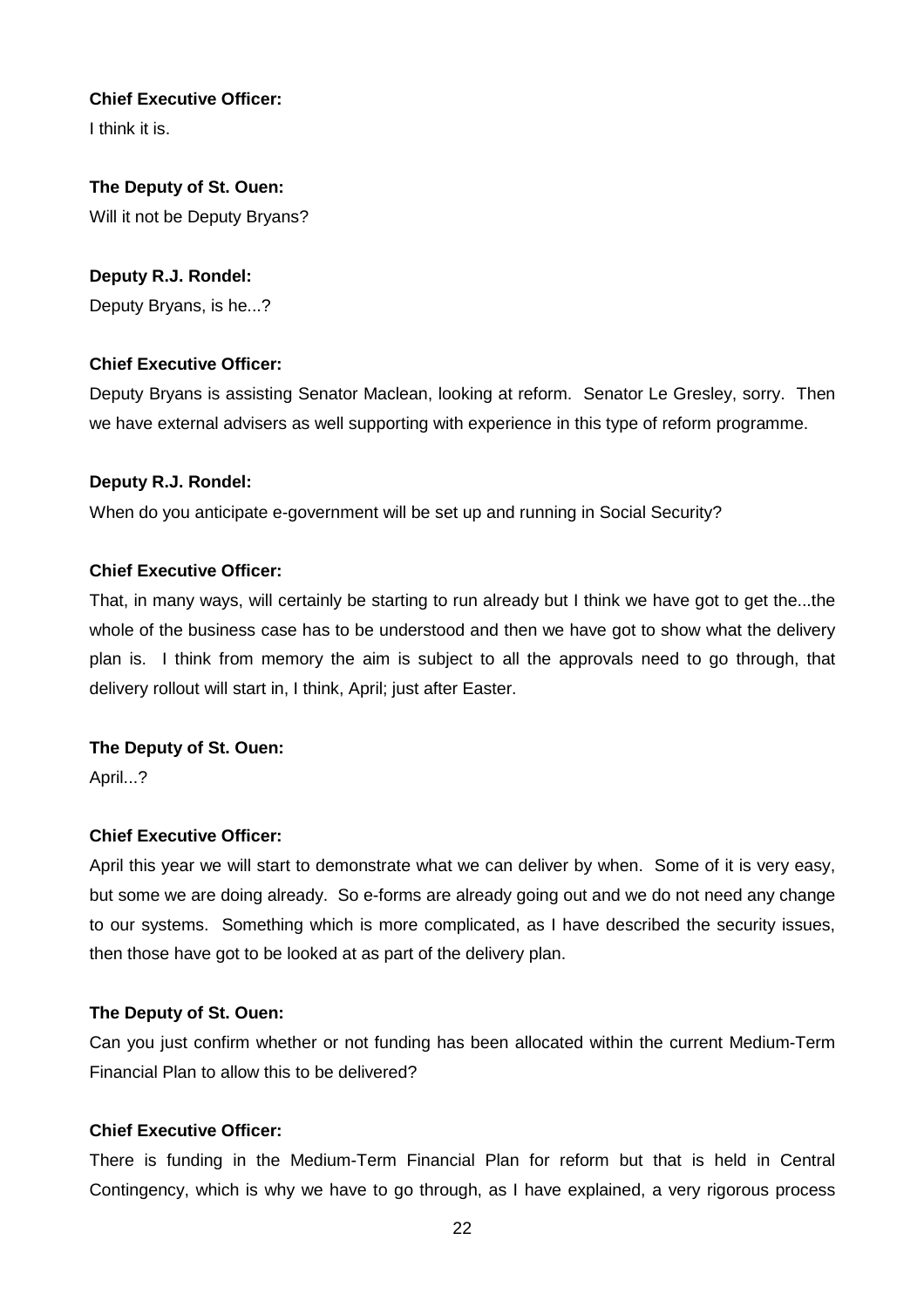**Chief Executive Officer:**

I think it is.

**The Deputy of St. Ouen:**

Will it not be Deputy Bryans?

**Deputy R.J. Rondel:**

Deputy Bryans, is he...?

**Chief Executive Officer:**

Deputy Bryans is assisting Senator Maclean, looking at reform. Senator Le Gresley, sorry. Then we have external advisers as well supporting with experience in this type of reform programme.

**Deputy R.J. Rondel:**

When do you anticipate e-government will be set up and running in Social Security?

**Chief Executive Officer:**

That, in many ways, will certainly be starting to run already but I think we have got to get the...the whole of the business case has to be understood and then we have got to show what the delivery plan is. I think from memory the aim is subject to all the approvals need to go through, that delivery rollout will start in, I think, April; just after Easter.

**The Deputy of St. Ouen:**

April...?

**Chief Executive Officer:**

April this year we will start to demonstrate what we can deliver by when. Some of it is very easy, but some we are doing already. So e-forms are already going out and we do not need any change to our systems. Something which is more complicated, as I have described the security issues, then those have got to be looked at as part of the delivery plan.

**The Deputy of St. Ouen:**

Can you just confirm whether or not funding has been allocated within the current Medium-Term Financial Plan to allow this to be delivered?

**Chief Executive Officer:**

There is funding in the Medium-Term Financial Plan for reform but that is held in Central Contingency, which is why we have to go through, as I have explained, a very rigorous process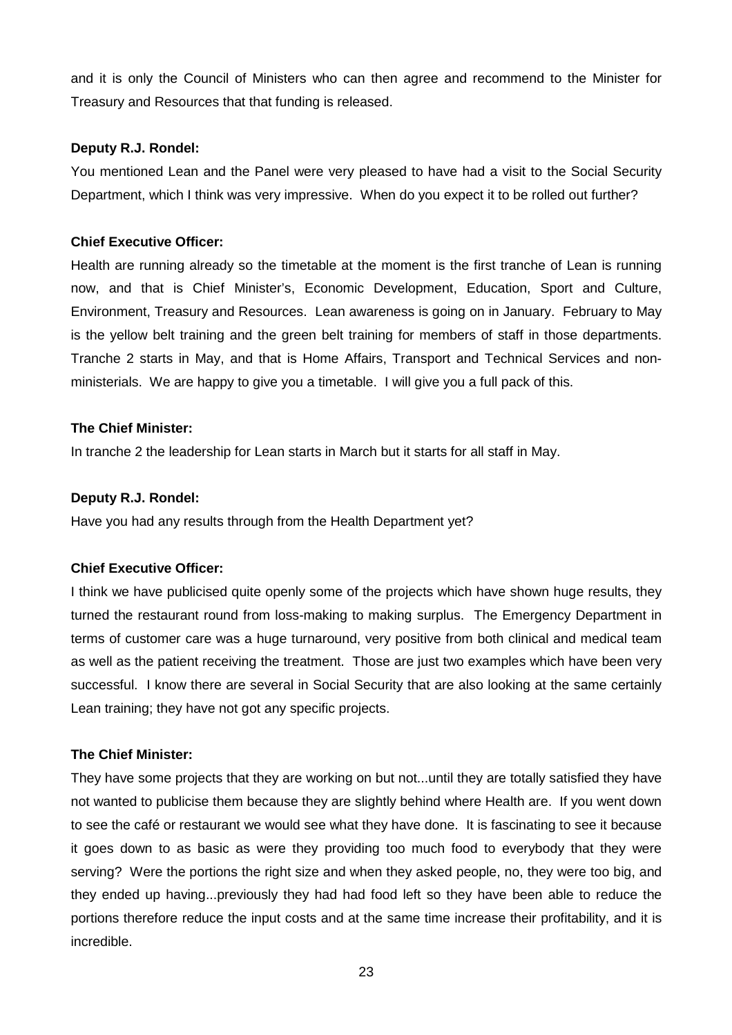and it is only the Council of Ministers who can then agree and recommend to the Minister for Treasury and Resources that that funding is released.

**Deputy R.J. Rondel:**

You mentioned Lean and the Panel were very pleased to have had a visit to the Social Security Department, which I think was very impressive. When do you expect it to be rolled out further?

**Chief Executive Officer:**

Health are running already so the timetable at the moment is the first tranche of Lean is running now, and that is Chief Minister's, Economic Development, Education, Sport and Culture, Environment, Treasury and Resources. Lean awareness is going on in January. February to May is the yellow belt training and the green belt training for members of staff in those departments. Tranche 2 starts in May, and that is Home Affairs, Transport and Technical Services and non-ministerials. We are happy to give you a timetable. I will give you a full pack of this.

**The Chief Minister:**

In tranche 2 the leadership for Lean starts in March but it starts for all staff in May.

**Deputy R.J. Rondel:**

Have you had any results through from the Health Department yet?

**Chief Executive Officer:**

I think we have publicised quite openly some of the projects which have shown huge results, they turned the restaurant round from loss-making to making surplus. The Emergency Department in terms of customer care was a huge turnaround, very positive from both clinical and medical team as well as the patient receiving the treatment. Those are just two examples which have been very successful. I know there are several in Social Security that are also looking at the same certainly Lean training; they have not got any specific projects.

**The Chief Minister:**

They have some projects that they are working on but not...until they are totally satisfied they have not wanted to publicise them because they are slightly behind where Health are. If you went down to see the café or restaurant we would see what they have done. It is fascinating to see it because it goes down to as basic as were they providing too much food to everybody that they were serving? Were the portions the right size and when they asked people, no, they were too big, and they ended up having...previously they had had food left so they have been able to reduce the portions therefore reduce the input costs and at the same time increase their profitability, and it is incredible.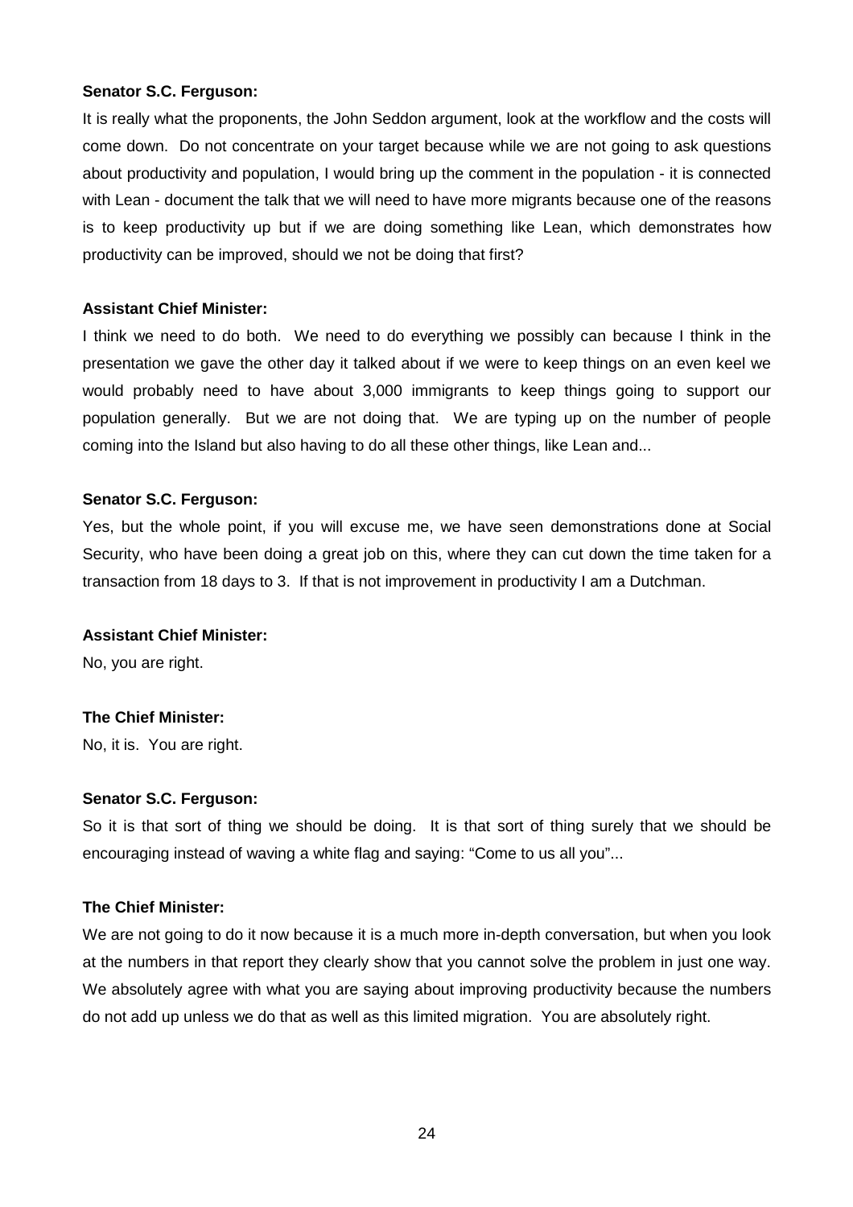**Senator S.C. Ferguson:**

It is really what the proponents, the John Seddon argument, look at the workflow and the costs will come down. Do not concentrate on your target because while we are not going to ask questions about productivity and population, I would bring up the comment in the population - it is connected with Lean - document the talk that we will need to have more migrants because one of the reasons is to keep productivity up but if we are doing something like Lean, which demonstrates how productivity can be improved, should we not be doing that first?

**Assistant Chief Minister:**

I think we need to do both. We need to do everything we possibly can because I think in the presentation we gave the other day it talked about if we were to keep things on an even keel we would probably need to have about 3,000 immigrants to keep things going to support our population generally. But we are not doing that. We are typing up on the number of people coming into the Island but also having to do all these other things, like Lean and...

**Senator S.C. Ferguson:**

Yes, but the whole point, if you will excuse me, we have seen demonstrations done at Social Security, who have been doing a great job on this, where they can cut down the time taken for a transaction from 18 days to 3. If that is not improvement in productivity I am a Dutchman.

**Assistant Chief Minister:**

No, you are right.

**The Chief Minister:**

No, it is. You are right.

**Senator S.C. Ferguson:**

So it is that sort of thing we should be doing. It is that sort of thing surely that we should be encouraging instead of waving a white flag and saying: "Come to us all you"...

**The Chief Minister:**

We are not going to do it now because it is a much more in-depth conversation, but when you look at the numbers in that report they clearly show that you cannot solve the problem in just one way. We absolutely agree with what you are saying about improving productivity because the numbers do not add up unless we do that as well as this limited migration. You are absolutely right.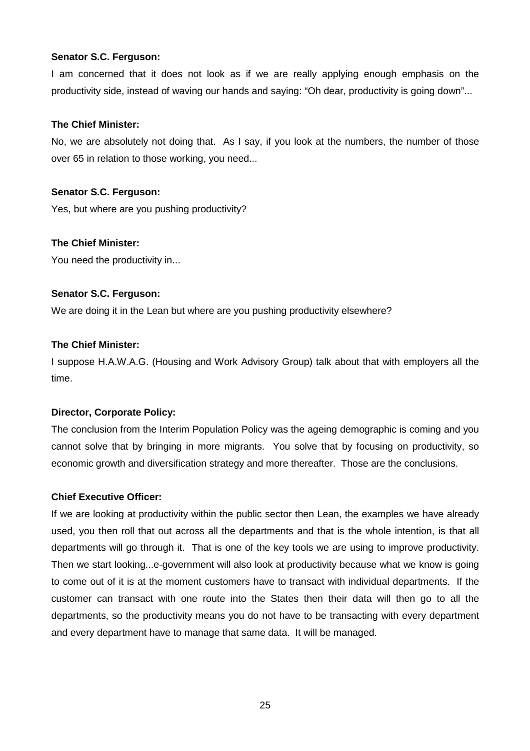**Senator S.C. Ferguson:**

I am concerned that it does not look as if we are really applying enough emphasis on the productivity side, instead of waving our hands and saying: "Oh dear, productivity is going down"...

**The Chief Minister:**

No, we are absolutely not doing that. As I say, if you look at the numbers, the number of those over 65 in relation to those working, you need...

**Senator S.C. Ferguson:**

Yes, but where are you pushing productivity?

**The Chief Minister:**

You need the productivity in...

**Senator S.C. Ferguson:**

We are doing it in the Lean but where are you pushing productivity elsewhere?

**The Chief Minister:**

I suppose H.A.W.A.G. (Housing and Work Advisory Group) talk about that with employers all the time.

**Director, Corporate Policy:**

The conclusion from the Interim Population Policy was the ageing demographic is coming and you cannot solve that by bringing in more migrants. You solve that by focusing on productivity, so economic growth and diversification strategy and more thereafter. Those are the conclusions.

**Chief Executive Officer:**

If we are looking at productivity within the public sector then Lean, the examples we have already used, you then roll that out across all the departments and that is the whole intention, is that all departments will go through it. That is one of the key tools we are using to improve productivity. Then we start looking...e-government will also look at productivity because what we know is going to come out of it is at the moment customers have to transact with individual departments. If the customer can transact with one route into the States then their data will then go to all the departments, so the productivity means you do not have to be transacting with every department and every department have to manage that same data. It will be managed.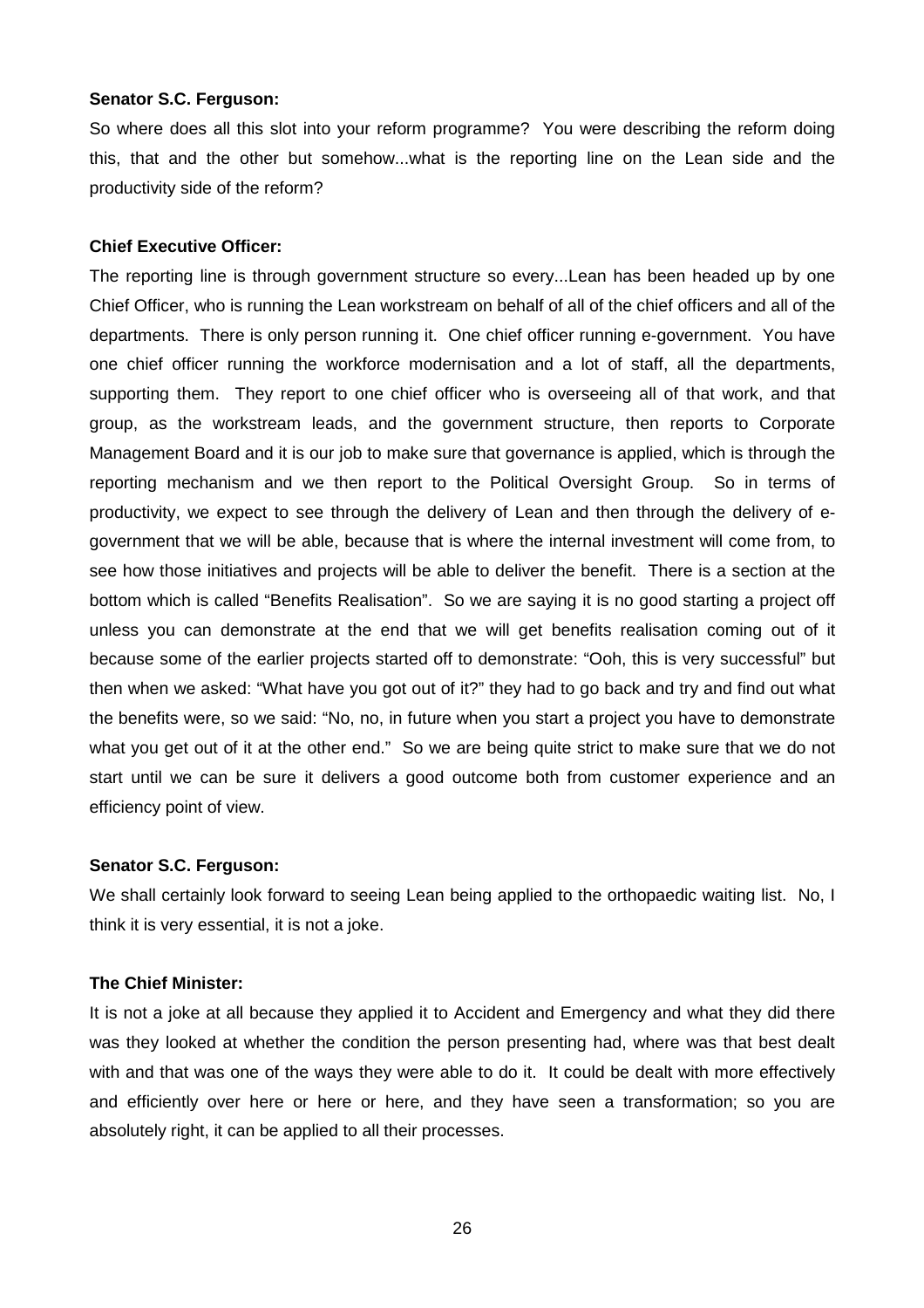**Senator S.C. Ferguson:**

So where does all this slot into your reform programme? You were describing the reform doing this, that and the other but somehow...what is the reporting line on the Lean side and the productivity side of the reform?

**Chief Executive Officer:**

The reporting line is through government structure so every...Lean has been headed up by one Chief Officer, who is running the Lean workstream on behalf of all of the chief officers and all of the departments. There is only person running it. One chief officer running e-government. You have one chief officer running the workforce modernisation and a lot of staff, all the departments, supporting them. They report to one chief officer who is overseeing all of that work, and that group, as the workstream leads, and the government structure, then reports to Corporate Management Board and it is our job to make sure that governance is applied, which is through the reporting mechanism and we then report to the Political Oversight Group. So in terms of productivity, we expect to see through the delivery of Lean and then through the delivery of e-government that we will be able, because that is where the internal investment will come from, to see how those initiatives and projects will be able to deliver the benefit. There is a section at the bottom which is called "Benefits Realisation". So we are saying it is no good starting a project off unless you can demonstrate at the end that we will get benefits realisation coming out of it because some of the earlier projects started off to demonstrate: "Ooh, this is very successful" but then when we asked: "What have you got out of it?" they had to go back and try and find out what the benefits were, so we said: "No, no, in future when you start a project you have to demonstrate what you get out of it at the other end." So we are being quite strict to make sure that we do not start until we can be sure it delivers a good outcome both from customer experience and an efficiency point of view.

**Senator S.C. Ferguson:**

We shall certainly look forward to seeing Lean being applied to the orthopaedic waiting list. No, I think it is very essential, it is not a joke.

**The Chief Minister:**

It is not a joke at all because they applied it to Accident and Emergency and what they did there was they looked at whether the condition the person presenting had, where was that best dealt with and that was one of the ways they were able to do it. It could be dealt with more effectively and efficiently over here or here or here, and they have seen a transformation; so you are absolutely right, it can be applied to all their processes.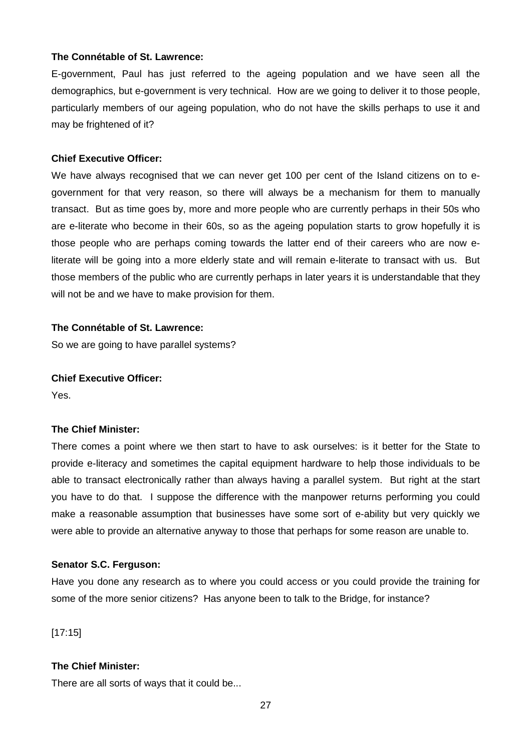**The Connétable of St. Lawrence:**

E-government, Paul has just referred to the ageing population and we have seen all the demographics, but e-government is very technical. How are we going to deliver it to those people, particularly members of our ageing population, who do not have the skills perhaps to use it and may be frightened of it?

**Chief Executive Officer:**

We have always recognised that we can never get 100 per cent of the Island citizens on to e-government for that very reason, so there will always be a mechanism for them to manually transact. But as time goes by, more and more people who are currently perhaps in their 50s who are e-literate who become in their 60s, so as the ageing population starts to grow hopefully it is those people who are perhaps coming towards the latter end of their careers who are now e-literate will be going into a more elderly state and will remain e-literate to transact with us. But those members of the public who are currently perhaps in later years it is understandable that they will not be and we have to make provision for them.

**The Connétable of St. Lawrence:**

So we are going to have parallel systems?

**Chief Executive Officer:**

Yes.

**The Chief Minister:**

There comes a point where we then start to have to ask ourselves: is it better for the State to provide e-literacy and sometimes the capital equipment hardware to help those individuals to be able to transact electronically rather than always having a parallel system. But right at the start you have to do that. I suppose the difference with the manpower returns performing you could make a reasonable assumption that businesses have some sort of e-ability but very quickly we were able to provide an alternative anyway to those that perhaps for some reason are unable to.

**Senator S.C. Ferguson:**

Have you done any research as to where you could access or you could provide the training for some of the more senior citizens? Has anyone been to talk to the Bridge, for instance?

[17:15]

**The Chief Minister:**

There are all sorts of ways that it could be...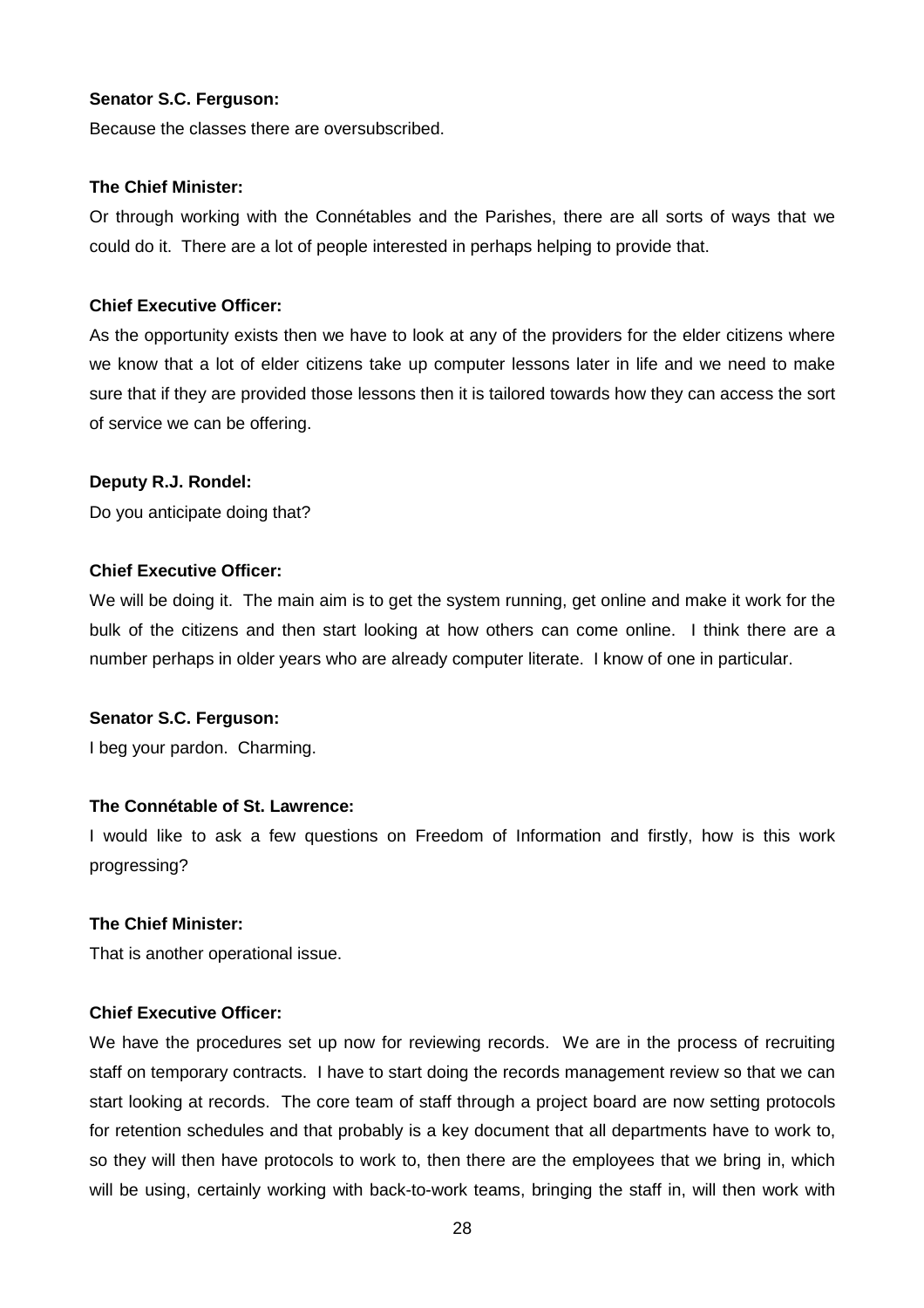**Senator S.C. Ferguson:**

Because the classes there are oversubscribed.

**The Chief Minister:**

Or through working with the Connétables and the Parishes, there are all sorts of ways that we could do it. There are a lot of people interested in perhaps helping to provide that.

**Chief Executive Officer:**

As the opportunity exists then we have to look at any of the providers for the elder citizens where we know that a lot of elder citizens take up computer lessons later in life and we need to make sure that if they are provided those lessons then it is tailored towards how they can access the sort of service we can be offering.

**Deputy R.J. Rondel:**

Do you anticipate doing that?

**Chief Executive Officer:**

We will be doing it. The main aim is to get the system running, get online and make it work for the bulk of the citizens and then start looking at how others can come online. I think there are a number perhaps in older years who are already computer literate. I know of one in particular.

**Senator S.C. Ferguson:**

I beg your pardon. Charming.

**The Connétable of St. Lawrence:**

I would like to ask a few questions on Freedom of Information and firstly, how is this work progressing?

**The Chief Minister:**

That is another operational issue.

**Chief Executive Officer:**

We have the procedures set up now for reviewing records. We are in the process of recruiting staff on temporary contracts. I have to start doing the records management review so that we can start looking at records. The core team of staff through a project board are now setting protocols for retention schedules and that probably is a key document that all departments have to work to, so they will then have protocols to work to, then there are the employees that we bring in, which will be using, certainly working with back-to-work teams, bringing the staff in, will then work with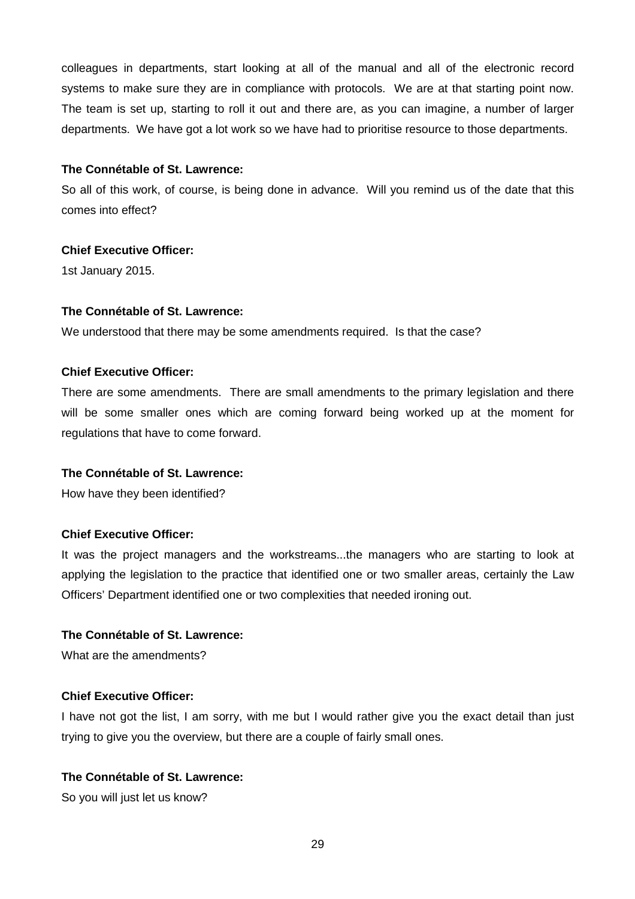colleagues in departments, start looking at all of the manual and all of the electronic record systems to make sure they are in compliance with protocols. We are at that starting point now. The team is set up, starting to roll it out and there are, as you can imagine, a number of larger departments. We have got a lot work so we have had to prioritise resource to those departments.

**The Connétable of St. Lawrence:**

So all of this work, of course, is being done in advance. Will you remind us of the date that this comes into effect?

**Chief Executive Officer:**

1st January 2015.

**The Connétable of St. Lawrence:**

We understood that there may be some amendments required. Is that the case?

**Chief Executive Officer:**

There are some amendments. There are small amendments to the primary legislation and there will be some smaller ones which are coming forward being worked up at the moment for regulations that have to come forward.

**The Connétable of St. Lawrence:**

How have they been identified?

**Chief Executive Officer:**

It was the project managers and the workstreams...the managers who are starting to look at applying the legislation to the practice that identified one or two smaller areas, certainly the Law Officers' Department identified one or two complexities that needed ironing out.

**The Connétable of St. Lawrence:**

What are the amendments?

**Chief Executive Officer:**

I have not got the list, I am sorry, with me but I would rather give you the exact detail than just trying to give you the overview, but there are a couple of fairly small ones.

**The Connétable of St. Lawrence:**

So you will just let us know?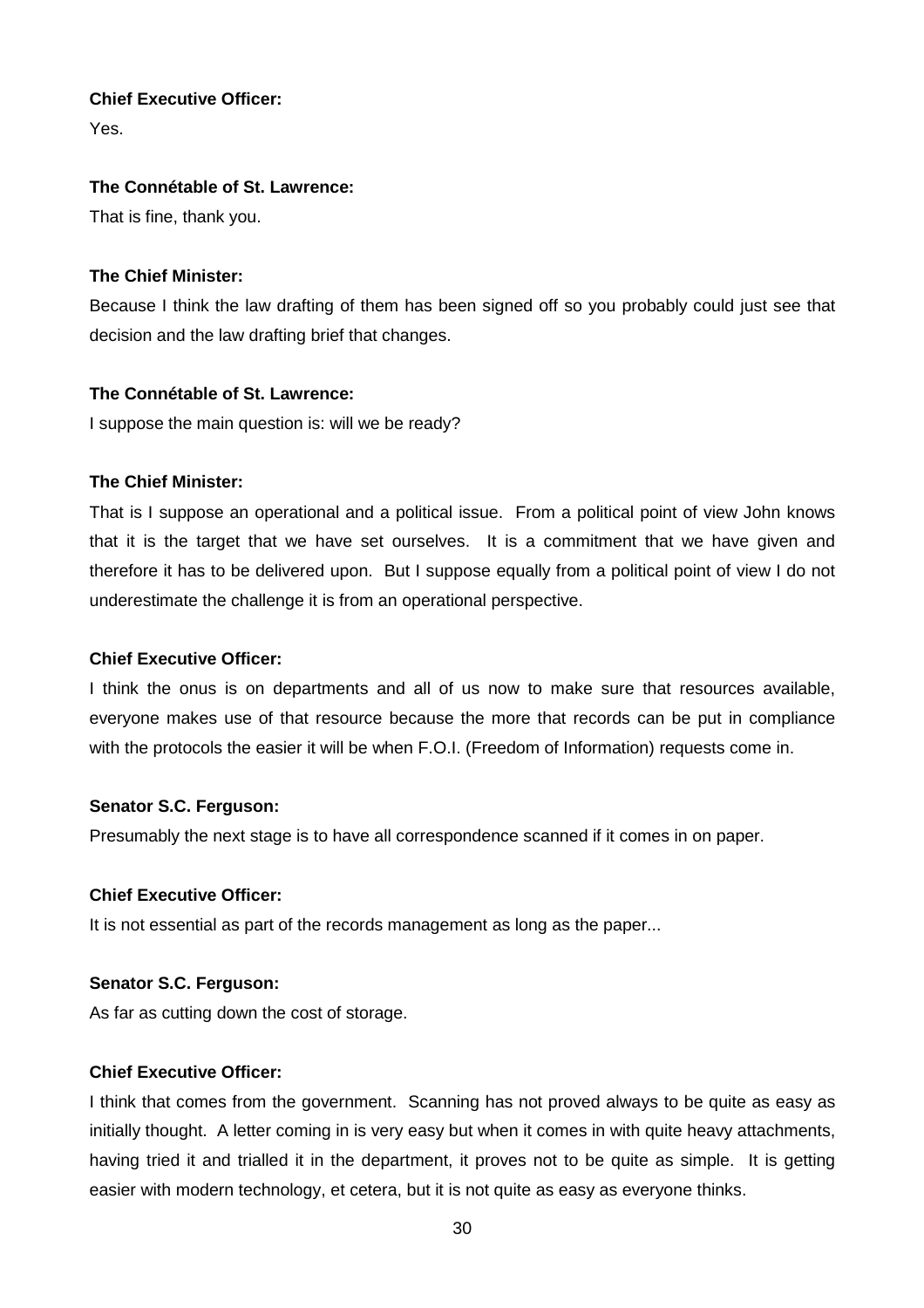**Chief Executive Officer:**

Yes.

**The Connétable of St. Lawrence:**

That is fine, thank you.

**The Chief Minister:**

Because I think the law drafting of them has been signed off so you probably could just see that decision and the law drafting brief that changes.

**The Connétable of St. Lawrence:**

I suppose the main question is: will we be ready?

**The Chief Minister:**

That is I suppose an operational and a political issue. From a political point of view John knows that it is the target that we have set ourselves. It is a commitment that we have given and therefore it has to be delivered upon. But I suppose equally from a political point of view I do not underestimate the challenge it is from an operational perspective.

**Chief Executive Officer:**

I think the onus is on departments and all of us now to make sure that resources available, everyone makes use of that resource because the more that records can be put in compliance with the protocols the easier it will be when F.O.I. (Freedom of Information) requests come in.

**Senator S.C. Ferguson:**

Presumably the next stage is to have all correspondence scanned if it comes in on paper.

**Chief Executive Officer:**

It is not essential as part of the records management as long as the paper...

**Senator S.C. Ferguson:**

As far as cutting down the cost of storage.

**Chief Executive Officer:**

I think that comes from the government. Scanning has not proved always to be quite as easy as initially thought. A letter coming in is very easy but when it comes in with quite heavy attachments, having tried it and trialled it in the department, it proves not to be quite as simple. It is getting easier with modern technology, et cetera, but it is not quite as easy as everyone thinks.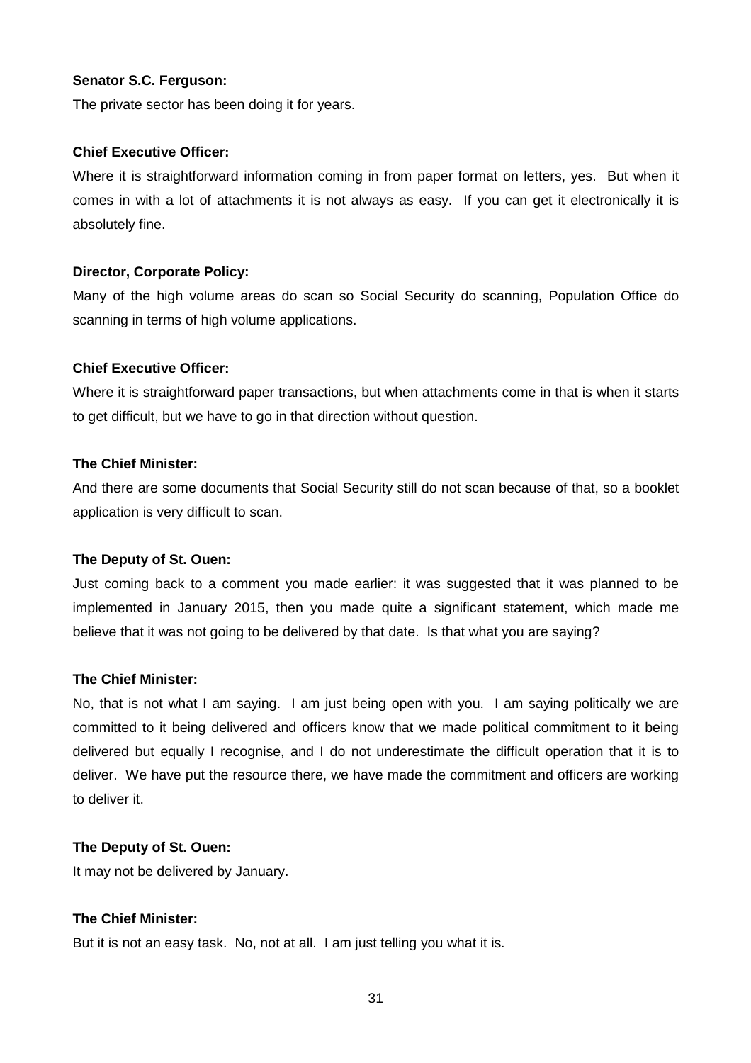**Senator S.C. Ferguson:**

The private sector has been doing it for years.

**Chief Executive Officer:**

Where it is straightforward information coming in from paper format on letters, yes. But when it comes in with a lot of attachments it is not always as easy. If you can get it electronically it is absolutely fine.

**Director, Corporate Policy:**

Many of the high volume areas do scan so Social Security do scanning, Population Office do scanning in terms of high volume applications.

**Chief Executive Officer:**

Where it is straightforward paper transactions, but when attachments come in that is when it starts to get difficult, but we have to go in that direction without question.

**The Chief Minister:**

And there are some documents that Social Security still do not scan because of that, so a booklet application is very difficult to scan.

**The Deputy of St. Ouen:**

Just coming back to a comment you made earlier: it was suggested that it was planned to be implemented in January 2015, then you made quite a significant statement, which made me believe that it was not going to be delivered by that date. Is that what you are saying?

**The Chief Minister:**

No, that is not what I am saying. I am just being open with you. I am saying politically we are committed to it being delivered and officers know that we made political commitment to it being delivered but equally I recognise, and I do not underestimate the difficult operation that it is to deliver. We have put the resource there, we have made the commitment and officers are working to deliver it.

**The Deputy of St. Ouen:**

It may not be delivered by January.

**The Chief Minister:**

But it is not an easy task. No, not at all. I am just telling you what it is.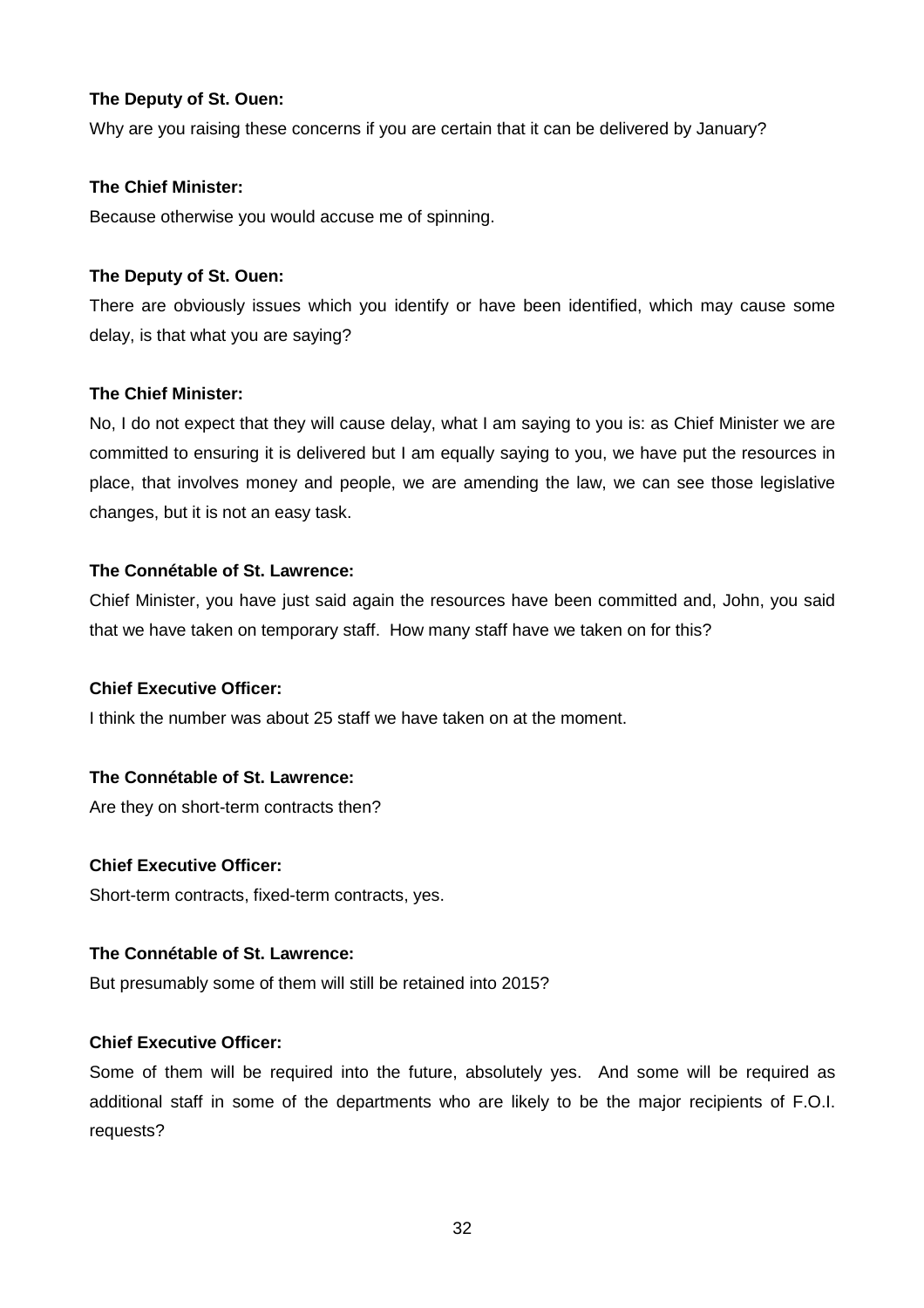**The Deputy of St. Ouen:**

Why are you raising these concerns if you are certain that it can be delivered by January?

**The Chief Minister:**

Because otherwise you would accuse me of spinning.

**The Deputy of St. Ouen:**

There are obviously issues which you identify or have been identified, which may cause some delay, is that what you are saying?

**The Chief Minister:**

No, I do not expect that they will cause delay, what I am saying to you is: as Chief Minister we are committed to ensuring it is delivered but I am equally saying to you, we have put the resources in place, that involves money and people, we are amending the law, we can see those legislative changes, but it is not an easy task.

**The Connétable of St. Lawrence:**

Chief Minister, you have just said again the resources have been committed and, John, you said that we have taken on temporary staff. How many staff have we taken on for this?

**Chief Executive Officer:**

I think the number was about 25 staff we have taken on at the moment.

**The Connétable of St. Lawrence:**

Are they on short-term contracts then?

**Chief Executive Officer:**

Short-term contracts, fixed-term contracts, yes.

**The Connétable of St. Lawrence:**

But presumably some of them will still be retained into 2015?

**Chief Executive Officer:**

Some of them will be required into the future, absolutely yes. And some will be required as additional staff in some of the departments who are likely to be the major recipients of F.O.I. requests?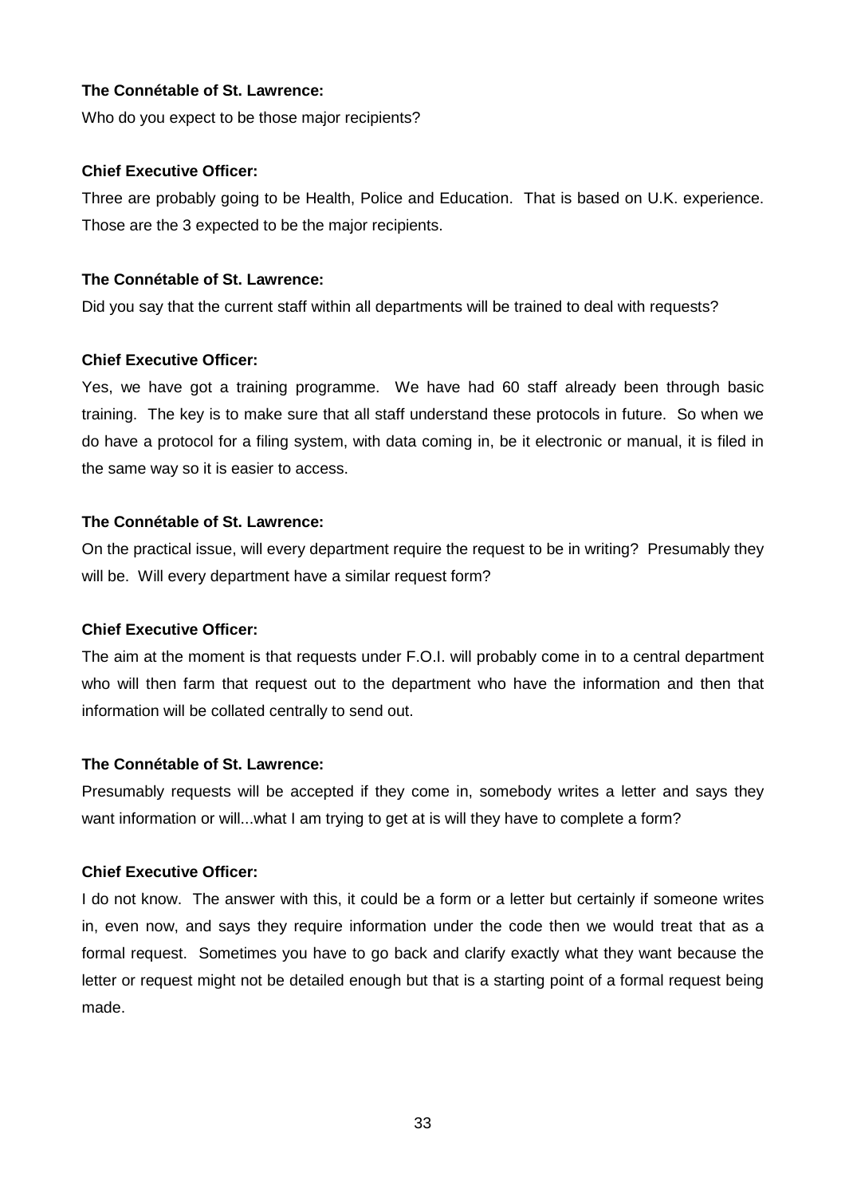**The Connétable of St. Lawrence:**

Who do you expect to be those major recipients?

**Chief Executive Officer:**

Three are probably going to be Health, Police and Education. That is based on U.K. experience. Those are the 3 expected to be the major recipients.

**The Connétable of St. Lawrence:**

Did you say that the current staff within all departments will be trained to deal with requests?

**Chief Executive Officer:**

Yes, we have got a training programme. We have had 60 staff already been through basic training. The key is to make sure that all staff understand these protocols in future. So when we do have a protocol for a filing system, with data coming in, be it electronic or manual, it is filed in the same way so it is easier to access.

**The Connétable of St. Lawrence:**

On the practical issue, will every department require the request to be in writing? Presumably they will be. Will every department have a similar request form?

**Chief Executive Officer:**

The aim at the moment is that requests under F.O.I. will probably come in to a central department who will then farm that request out to the department who have the information and then that information will be collated centrally to send out.

**The Connétable of St. Lawrence:**

Presumably requests will be accepted if they come in, somebody writes a letter and says they want information or will...what I am trying to get at is will they have to complete a form?

**Chief Executive Officer:**

I do not know. The answer with this, it could be a form or a letter but certainly if someone writes in, even now, and says they require information under the code then we would treat that as a formal request. Sometimes you have to go back and clarify exactly what they want because the letter or request might not be detailed enough but that is a starting point of a formal request being made.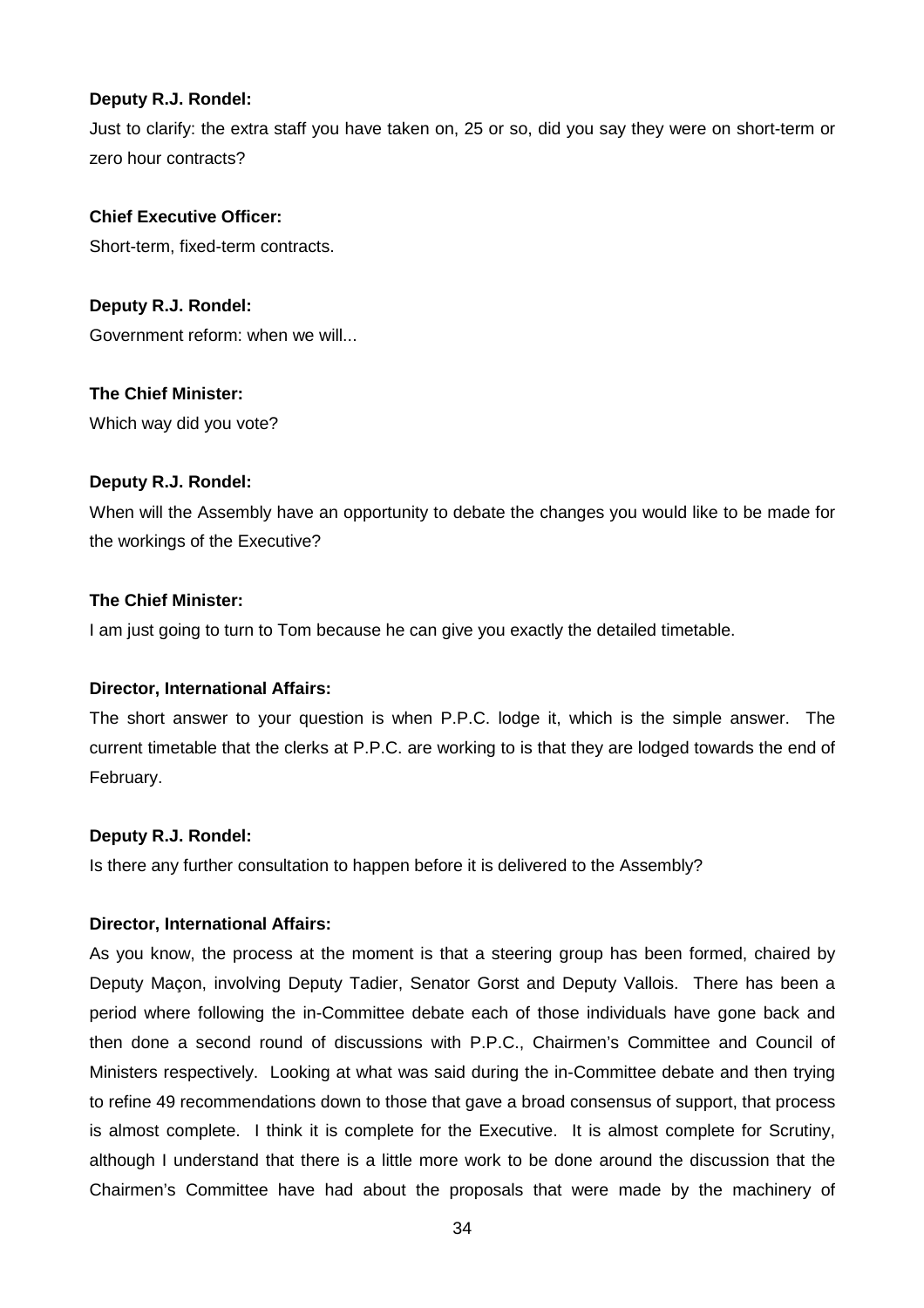**Deputy R.J. Rondel:**

Just to clarify: the extra staff you have taken on, 25 or so, did you say they were on short-term or zero hour contracts?

**Chief Executive Officer:**

Short-term, fixed-term contracts.

**Deputy R.J. Rondel:**

Government reform: when we will...

**The Chief Minister:**

Which way did you vote?

**Deputy R.J. Rondel:**

When will the Assembly have an opportunity to debate the changes you would like to be made for the workings of the Executive?

**The Chief Minister:**

I am just going to turn to Tom because he can give you exactly the detailed timetable.

**Director, International Affairs:**

The short answer to your question is when P.P.C. lodge it, which is the simple answer. The current timetable that the clerks at P.P.C. are working to is that they are lodged towards the end of February.

**Deputy R.J. Rondel:**

Is there any further consultation to happen before it is delivered to the Assembly?

**Director, International Affairs:**

As you know, the process at the moment is that a steering group has been formed, chaired by Deputy Maçon, involving Deputy Tadier, Senator Gorst and Deputy Vallois. There has been a period where following the in-Committee debate each of those individuals have gone back and then done a second round of discussions with P.P.C., Chairmen's Committee and Council of Ministers respectively. Looking at what was said during the in-Committee debate and then trying to refine 49 recommendations down to those that gave a broad consensus of support, that process is almost complete. I think it is complete for the Executive. It is almost complete for Scrutiny, although I understand that there is a little more work to be done around the discussion that the Chairmen's Committee have had about the proposals that were made by the machinery of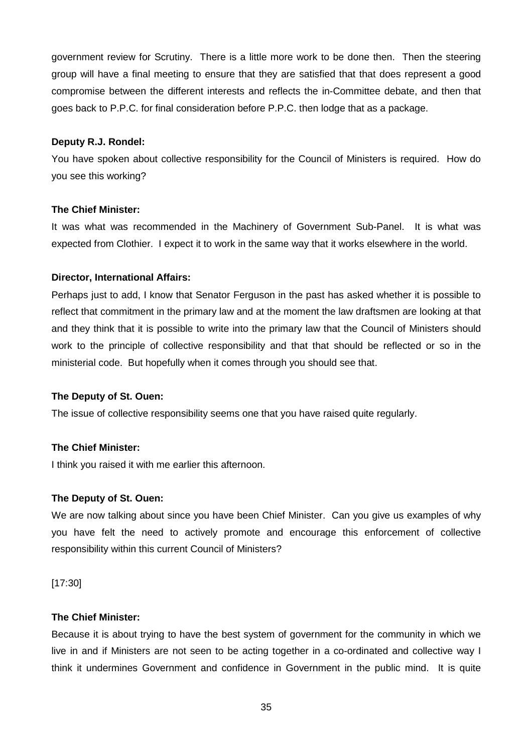government review for Scrutiny. There is a little more work to be done then. Then the steering group will have a final meeting to ensure that they are satisfied that that does represent a good compromise between the different interests and reflects the in-Committee debate, and then that goes back to P.P.C. for final consideration before P.P.C. then lodge that as a package.

**Deputy R.J. Rondel:**

You have spoken about collective responsibility for the Council of Ministers is required. How do you see this working?

**The Chief Minister:**

It was what was recommended in the Machinery of Government Sub-Panel. It is what was expected from Clothier. I expect it to work in the same way that it works elsewhere in the world.

**Director, International Affairs:**

Perhaps just to add, I know that Senator Ferguson in the past has asked whether it is possible to reflect that commitment in the primary law and at the moment the law draftsmen are looking at that and they think that it is possible to write into the primary law that the Council of Ministers should work to the principle of collective responsibility and that that should be reflected or so in the ministerial code. But hopefully when it comes through you should see that.

**The Deputy of St. Ouen:**

The issue of collective responsibility seems one that you have raised quite regularly.

**The Chief Minister:**

I think you raised it with me earlier this afternoon.

**The Deputy of St. Ouen:**

We are now talking about since you have been Chief Minister. Can you give us examples of why you have felt the need to actively promote and encourage this enforcement of collective responsibility within this current Council of Ministers?

[17:30]

**The Chief Minister:**

Because it is about trying to have the best system of government for the community in which we live in and if Ministers are not seen to be acting together in a co-ordinated and collective way I think it undermines Government and confidence in Government in the public mind. It is quite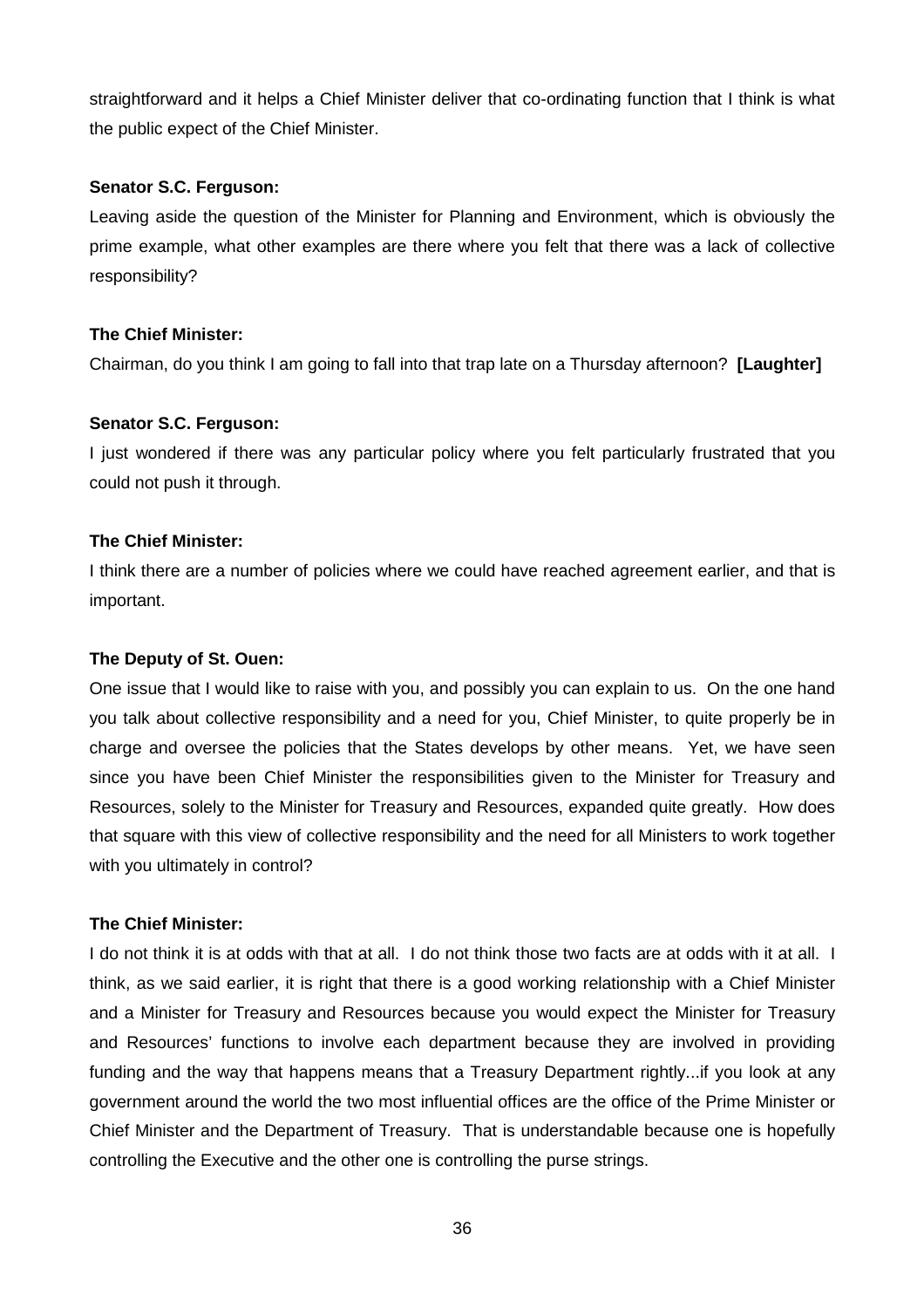straightforward and it helps a Chief Minister deliver that co-ordinating function that I think is what the public expect of the Chief Minister.

**Senator S.C. Ferguson:**

Leaving aside the question of the Minister for Planning and Environment, which is obviously the prime example, what other examples are there where you felt that there was a lack of collective responsibility?

**The Chief Minister:**

Chairman, do you think I am going to fall into that trap late on a Thursday afternoon? **[Laughter]**

**Senator S.C. Ferguson:**

I just wondered if there was any particular policy where you felt particularly frustrated that you could not push it through.

**The Chief Minister:**

I think there are a number of policies where we could have reached agreement earlier, and that is important.

**The Deputy of St. Ouen:**

One issue that I would like to raise with you, and possibly you can explain to us. On the one hand you talk about collective responsibility and a need for you, Chief Minister, to quite properly be in charge and oversee the policies that the States develops by other means. Yet, we have seen since you have been Chief Minister the responsibilities given to the Minister for Treasury and Resources, solely to the Minister for Treasury and Resources, expanded quite greatly. How does that square with this view of collective responsibility and the need for all Ministers to work together with you ultimately in control?

**The Chief Minister:**

I do not think it is at odds with that at all. I do not think those two facts are at odds with it at all. I think, as we said earlier, it is right that there is a good working relationship with a Chief Minister and a Minister for Treasury and Resources because you would expect the Minister for Treasury and Resources' functions to involve each department because they are involved in providing funding and the way that happens means that a Treasury Department rightly...if you look at any government around the world the two most influential offices are the office of the Prime Minister or Chief Minister and the Department of Treasury. That is understandable because one is hopefully controlling the Executive and the other one is controlling the purse strings.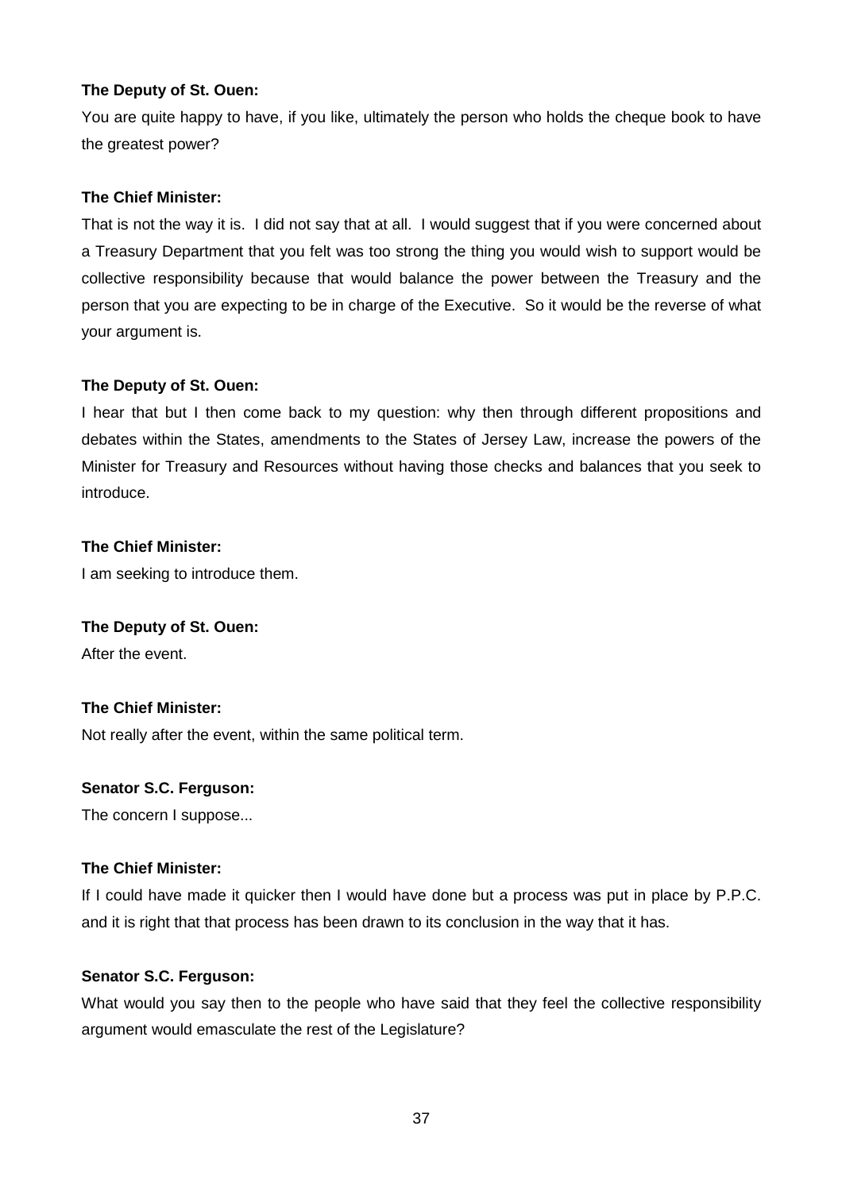**The Deputy of St. Ouen:**

You are quite happy to have, if you like, ultimately the person who holds the cheque book to have the greatest power?

**The Chief Minister:**

That is not the way it is. I did not say that at all. I would suggest that if you were concerned about a Treasury Department that you felt was too strong the thing you would wish to support would be collective responsibility because that would balance the power between the Treasury and the person that you are expecting to be in charge of the Executive. So it would be the reverse of what your argument is.

**The Deputy of St. Ouen:**

I hear that but I then come back to my question: why then through different propositions and debates within the States, amendments to the States of Jersey Law, increase the powers of the Minister for Treasury and Resources without having those checks and balances that you seek to introduce.

**The Chief Minister:**

I am seeking to introduce them.

**The Deputy of St. Ouen:**

After the event.

**The Chief Minister:**

Not really after the event, within the same political term.

**Senator S.C. Ferguson:**

The concern I suppose...

**The Chief Minister:**

If I could have made it quicker then I would have done but a process was put in place by P.P.C. and it is right that that process has been drawn to its conclusion in the way that it has.

**Senator S.C. Ferguson:**

What would you say then to the people who have said that they feel the collective responsibility argument would emasculate the rest of the Legislature?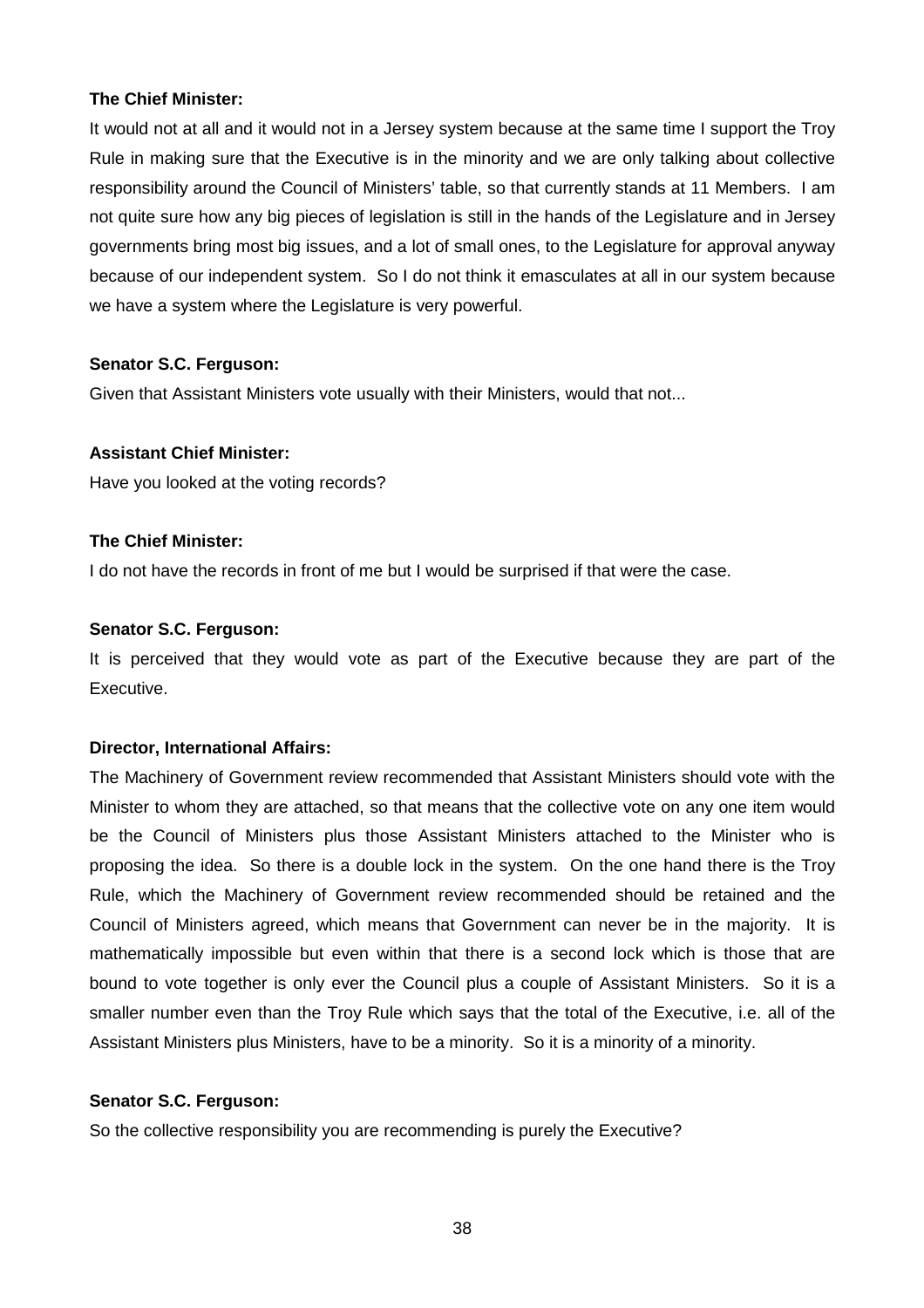**The Chief Minister:**

It would not at all and it would not in a Jersey system because at the same time I support the Troy Rule in making sure that the Executive is in the minority and we are only talking about collective responsibility around the Council of Ministers' table, so that currently stands at 11 Members. I am not quite sure how any big pieces of legislation is still in the hands of the Legislature and in Jersey governments bring most big issues, and a lot of small ones, to the Legislature for approval anyway because of our independent system. So I do not think it emasculates at all in our system because we have a system where the Legislature is very powerful.

**Senator S.C. Ferguson:**

Given that Assistant Ministers vote usually with their Ministers, would that not...

**Assistant Chief Minister:**

Have you looked at the voting records?

**The Chief Minister:**

I do not have the records in front of me but I would be surprised if that were the case.

**Senator S.C. Ferguson:**

It is perceived that they would vote as part of the Executive because they are part of the Executive.

**Director, International Affairs:**

The Machinery of Government review recommended that Assistant Ministers should vote with the Minister to whom they are attached, so that means that the collective vote on any one item would be the Council of Ministers plus those Assistant Ministers attached to the Minister who is proposing the idea. So there is a double lock in the system. On the one hand there is the Troy Rule, which the Machinery of Government review recommended should be retained and the Council of Ministers agreed, which means that Government can never be in the majority. It is mathematically impossible but even within that there is a second lock which is those that are bound to vote together is only ever the Council plus a couple of Assistant Ministers. So it is a smaller number even than the Troy Rule which says that the total of the Executive, i.e. all of the Assistant Ministers plus Ministers, have to be a minority. So it is a minority of a minority.

**Senator S.C. Ferguson:**

So the collective responsibility you are recommending is purely the Executive?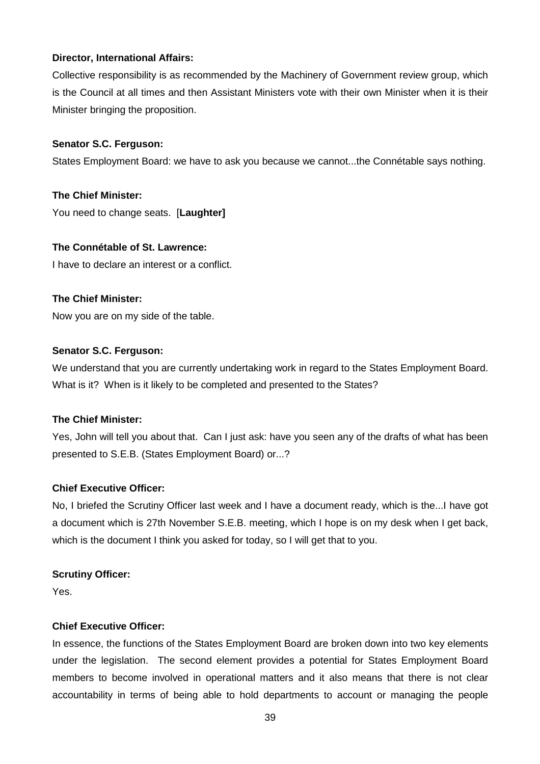**Director, International Affairs:**

Collective responsibility is as recommended by the Machinery of Government review group, which is the Council at all times and then Assistant Ministers vote with their own Minister when it is their Minister bringing the proposition.

**Senator S.C. Ferguson:**

States Employment Board: we have to ask you because we cannot...the Connétable says nothing.

**The Chief Minister:**

You need to change seats. [**Laughter]**

**The Connétable of St. Lawrence:**

I have to declare an interest or a conflict.

**The Chief Minister:**

Now you are on my side of the table.

**Senator S.C. Ferguson:**

We understand that you are currently undertaking work in regard to the States Employment Board. What is it? When is it likely to be completed and presented to the States?

**The Chief Minister:**

Yes, John will tell you about that. Can I just ask: have you seen any of the drafts of what has been presented to S.E.B. (States Employment Board) or...?

**Chief Executive Officer:**

No, I briefed the Scrutiny Officer last week and I have a document ready, which is the...I have got a document which is 27th November S.E.B. meeting, which I hope is on my desk when I get back, which is the document I think you asked for today, so I will get that to you.

**Scrutiny Officer:**

Yes.

**Chief Executive Officer:**

In essence, the functions of the States Employment Board are broken down into two key elements under the legislation. The second element provides a potential for States Employment Board members to become involved in operational matters and it also means that there is not clear accountability in terms of being able to hold departments to account or managing the people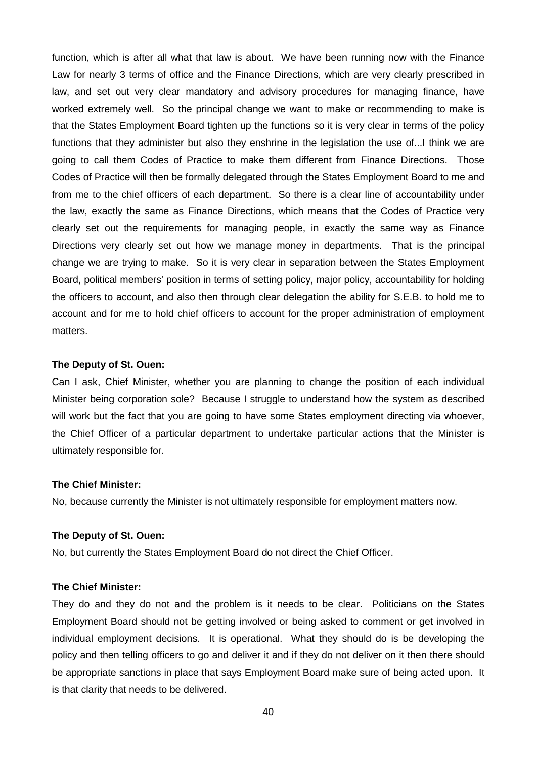function, which is after all what that law is about. We have been running now with the Finance Law for nearly 3 terms of office and the Finance Directions, which are very clearly prescribed in law, and set out very clear mandatory and advisory procedures for managing finance, have worked extremely well. So the principal change we want to make or recommending to make is that the States Employment Board tighten up the functions so it is very clear in terms of the policy functions that they administer but also they enshrine in the legislation the use of...I think we are going to call them Codes of Practice to make them different from Finance Directions. Those Codes of Practice will then be formally delegated through the States Employment Board to me and from me to the chief officers of each department. So there is a clear line of accountability under the law, exactly the same as Finance Directions, which means that the Codes of Practice very clearly set out the requirements for managing people, in exactly the same way as Finance Directions very clearly set out how we manage money in departments. That is the principal change we are trying to make. So it is very clear in separation between the States Employment Board, political members' position in terms of setting policy, major policy, accountability for holding the officers to account, and also then through clear delegation the ability for S.E.B. to hold me to account and for me to hold chief officers to account for the proper administration of employment matters.

**The Deputy of St. Ouen:**

Can I ask, Chief Minister, whether you are planning to change the position of each individual Minister being corporation sole? Because I struggle to understand how the system as described will work but the fact that you are going to have some States employment directing via whoever, the Chief Officer of a particular department to undertake particular actions that the Minister is ultimately responsible for.

**The Chief Minister:**

No, because currently the Minister is not ultimately responsible for employment matters now.

**The Deputy of St. Ouen:**

No, but currently the States Employment Board do not direct the Chief Officer.

**The Chief Minister:**

They do and they do not and the problem is it needs to be clear. Politicians on the States Employment Board should not be getting involved or being asked to comment or get involved in individual employment decisions. It is operational. What they should do is be developing the policy and then telling officers to go and deliver it and if they do not deliver on it then there should be appropriate sanctions in place that says Employment Board make sure of being acted upon. It is that clarity that needs to be delivered.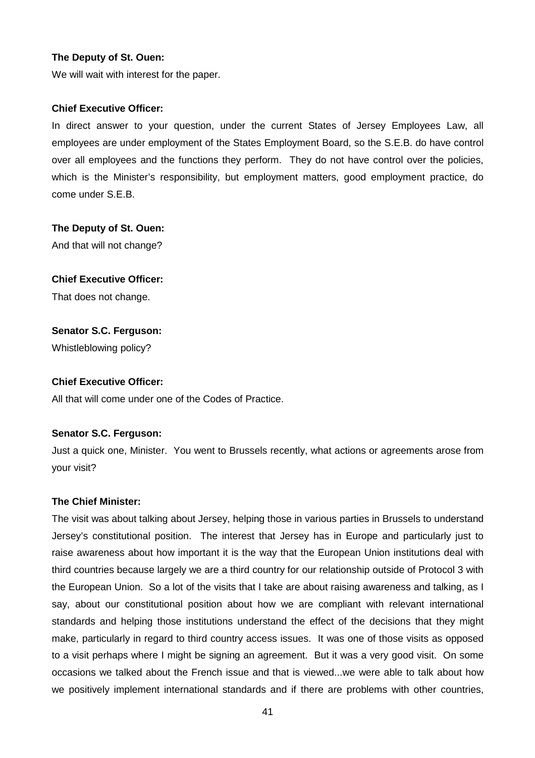**The Deputy of St. Ouen:**

We will wait with interest for the paper.

**Chief Executive Officer:**

In direct answer to your question, under the current States of Jersey Employees Law, all employees are under employment of the States Employment Board, so the S.E.B. do have control over all employees and the functions they perform. They do not have control over the policies, which is the Minister's responsibility, but employment matters, good employment practice, do come under S.E.B.

**The Deputy of St. Ouen:**

And that will not change?

**Chief Executive Officer:**

That does not change.

**Senator S.C. Ferguson:**

Whistleblowing policy?

**Chief Executive Officer:**

All that will come under one of the Codes of Practice.

**Senator S.C. Ferguson:**

Just a quick one, Minister. You went to Brussels recently, what actions or agreements arose from your visit?

**The Chief Minister:**

The visit was about talking about Jersey, helping those in various parties in Brussels to understand Jersey's constitutional position. The interest that Jersey has in Europe and particularly just to raise awareness about how important it is the way that the European Union institutions deal with third countries because largely we are a third country for our relationship outside of Protocol 3 with the European Union. So a lot of the visits that I take are about raising awareness and talking, as I say, about our constitutional position about how we are compliant with relevant international standards and helping those institutions understand the effect of the decisions that they might make, particularly in regard to third country access issues. It was one of those visits as opposed to a visit perhaps where I might be signing an agreement. But it was a very good visit. On some occasions we talked about the French issue and that is viewed...we were able to talk about how we positively implement international standards and if there are problems with other countries,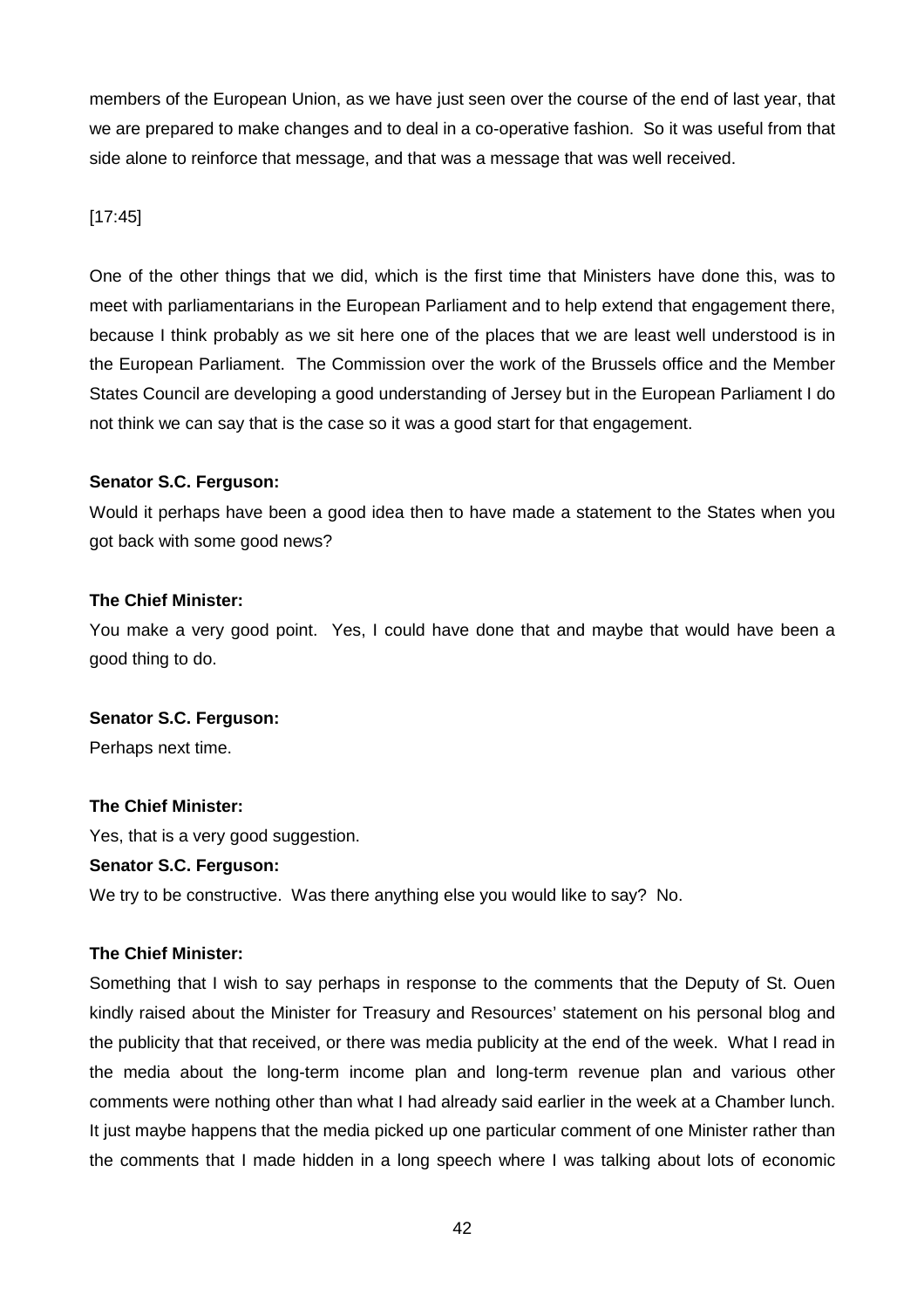members of the European Union, as we have just seen over the course of the end of last year, that we are prepared to make changes and to deal in a co-operative fashion. So it was useful from that side alone to reinforce that message, and that was a message that was well received.

[17:45]

One of the other things that we did, which is the first time that Ministers have done this, was to meet with parliamentarians in the European Parliament and to help extend that engagement there, because I think probably as we sit here one of the places that we are least well understood is in the European Parliament. The Commission over the work of the Brussels office and the Member States Council are developing a good understanding of Jersey but in the European Parliament I do not think we can say that is the case so it was a good start for that engagement.

**Senator S.C. Ferguson:**

Would it perhaps have been a good idea then to have made a statement to the States when you got back with some good news?

**The Chief Minister:**

You make a very good point. Yes, I could have done that and maybe that would have been a good thing to do.

**Senator S.C. Ferguson:**

Perhaps next time.

**The Chief Minister:**

Yes, that is a very good suggestion.

**Senator S.C. Ferguson:**

We try to be constructive. Was there anything else you would like to say? No.

**The Chief Minister:**

Something that I wish to say perhaps in response to the comments that the Deputy of St. Ouen kindly raised about the Minister for Treasury and Resources' statement on his personal blog and the publicity that that received, or there was media publicity at the end of the week. What I read in the media about the long-term income plan and long-term revenue plan and various other comments were nothing other than what I had already said earlier in the week at a Chamber lunch. It just maybe happens that the media picked up one particular comment of one Minister rather than the comments that I made hidden in a long speech where I was talking about lots of economic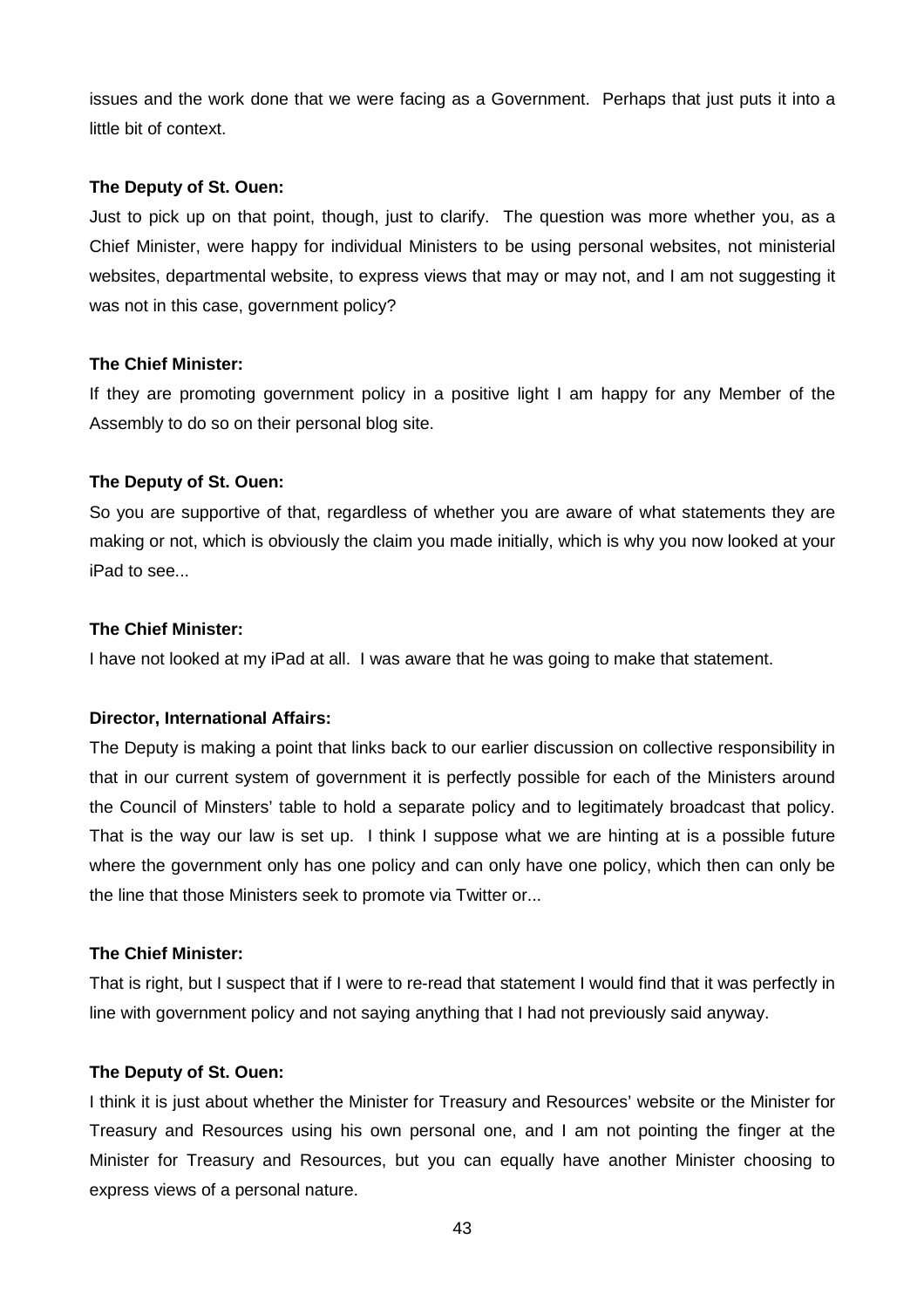issues and the work done that we were facing as a Government. Perhaps that just puts it into a little bit of context.

**The Deputy of St. Ouen:**

Just to pick up on that point, though, just to clarify. The question was more whether you, as a Chief Minister, were happy for individual Ministers to be using personal websites, not ministerial websites, departmental website, to express views that may or may not, and I am not suggesting it was not in this case, government policy?

**The Chief Minister:**

If they are promoting government policy in a positive light I am happy for any Member of the Assembly to do so on their personal blog site.

**The Deputy of St. Ouen:**

So you are supportive of that, regardless of whether you are aware of what statements they are making or not, which is obviously the claim you made initially, which is why you now looked at your iPad to see...

**The Chief Minister:**

I have not looked at my iPad at all. I was aware that he was going to make that statement.

**Director, International Affairs:**

The Deputy is making a point that links back to our earlier discussion on collective responsibility in that in our current system of government it is perfectly possible for each of the Ministers around the Council of Minsters' table to hold a separate policy and to legitimately broadcast that policy. That is the way our law is set up. I think I suppose what we are hinting at is a possible future where the government only has one policy and can only have one policy, which then can only be the line that those Ministers seek to promote via Twitter or...

**The Chief Minister:**

That is right, but I suspect that if I were to re-read that statement I would find that it was perfectly in line with government policy and not saying anything that I had not previously said anyway.

**The Deputy of St. Ouen:**

I think it is just about whether the Minister for Treasury and Resources' website or the Minister for Treasury and Resources using his own personal one, and I am not pointing the finger at the Minister for Treasury and Resources, but you can equally have another Minister choosing to express views of a personal nature.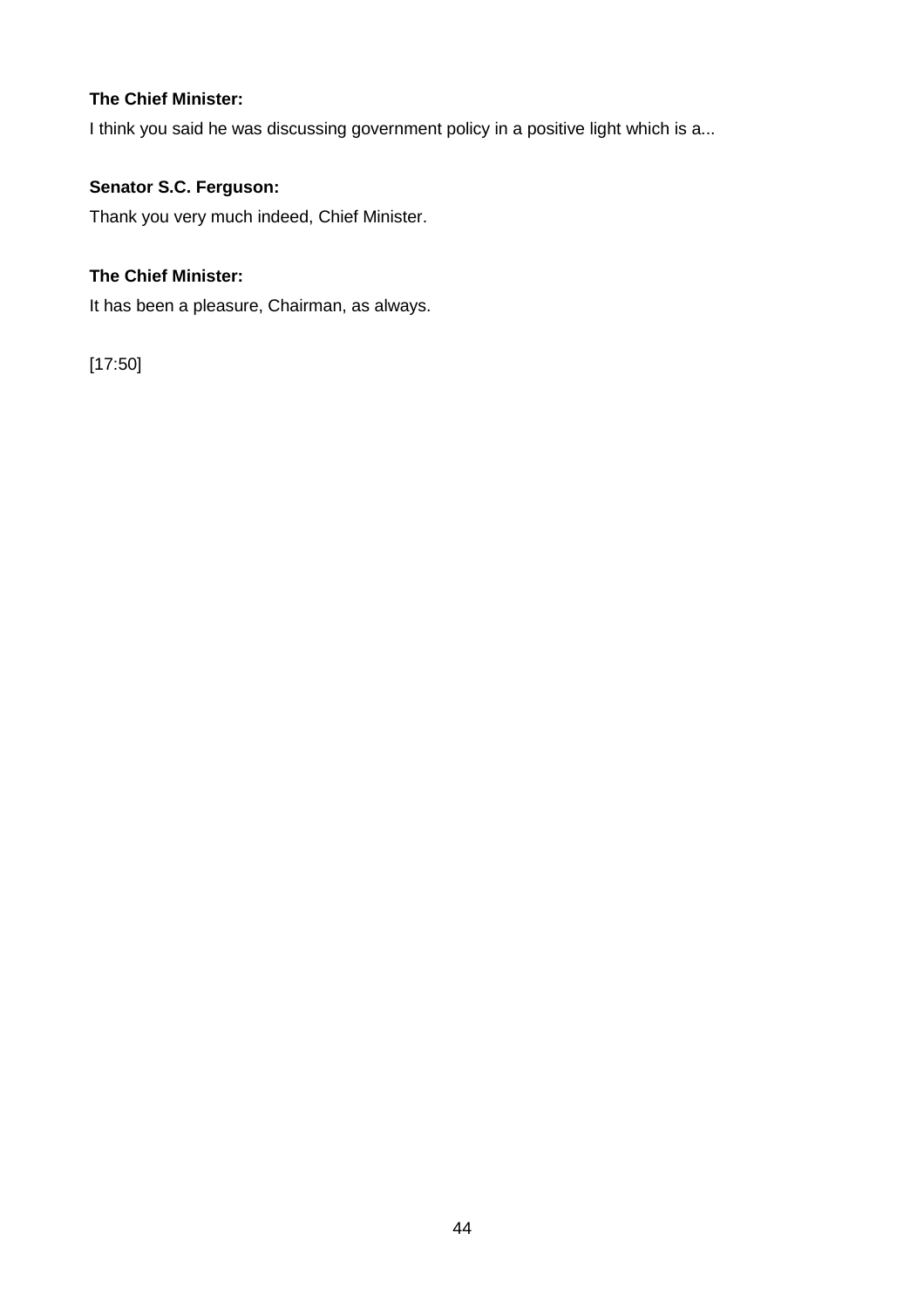**The Chief Minister:**

I think you said he was discussing government policy in a positive light which is a...

**Senator S.C. Ferguson:**

Thank you very much indeed, Chief Minister.

**The Chief Minister:**

It has been a pleasure, Chairman, as always.

[17:50]